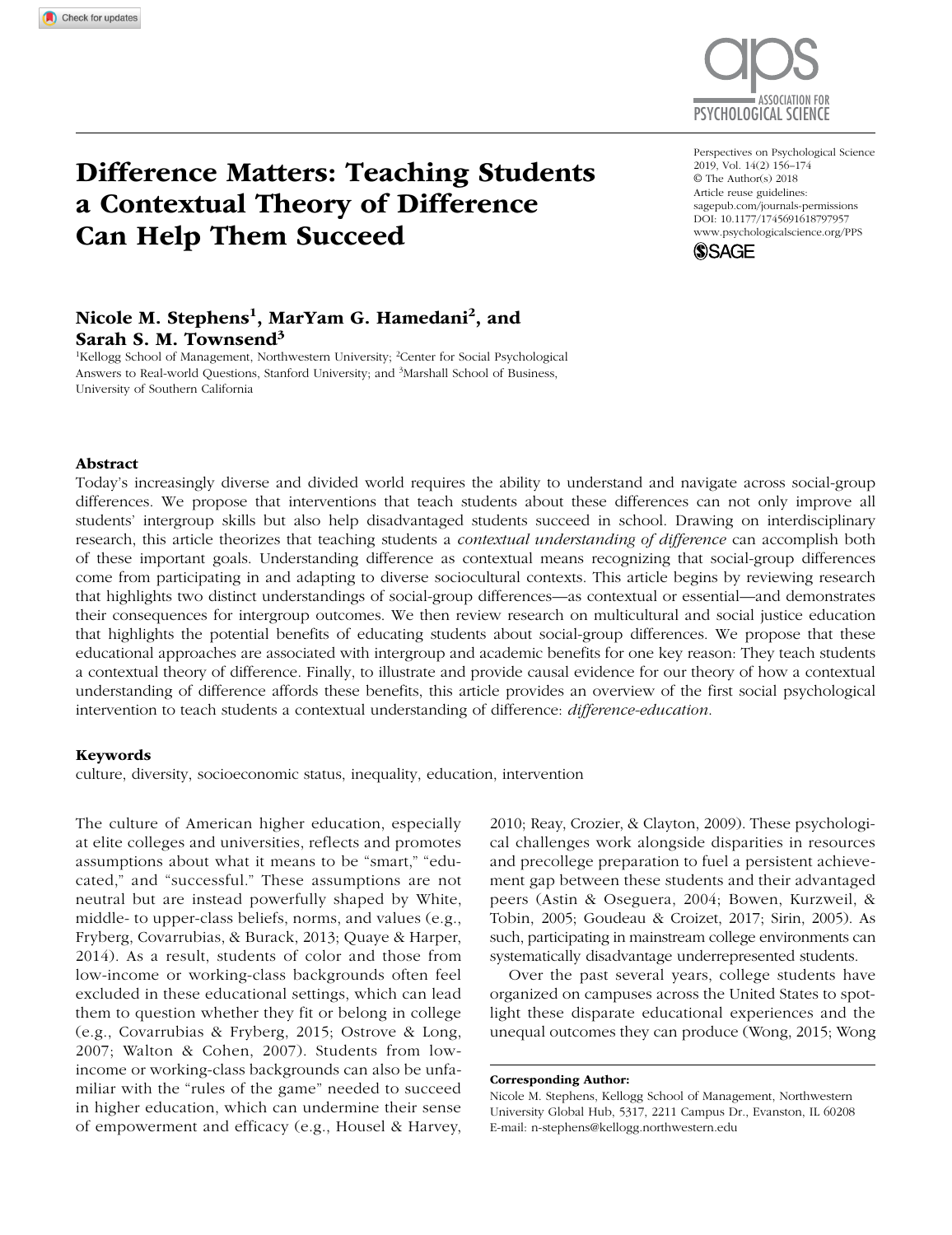# Difference Matters: Teaching Students a Contextual Theory of Difference Can Help Them Succeed

Perspectives on Psychological Science
2019, Vol. 14(2) 156–174
© The Author(s) 2018
Article reuse guidelines:
sagepub.com/journals-permissions
DOI: 10.1177/1745691618797957
www.psychologicalscience.org/PPS

**Nicole M. Stephens[1], MarYam G. Hamedani[2], and Sarah S. M. Townsend[3]**

[1]Kellogg School of Management, Northwestern University; [2]Center for Social Psychological Answers to Real-world Questions, Stanford University; and [3]Marshall School of Business, University of Southern California

### Abstract

Today's increasingly diverse and divided world requires the ability to understand and navigate across social-group differences. We propose that interventions that teach students about these differences can not only improve all students' intergroup skills but also help disadvantaged students succeed in school. Drawing on interdisciplinary research, this article theorizes that teaching students a *contextual understanding of difference* can accomplish both of these important goals. Understanding difference as contextual means recognizing that social-group differences come from participating in and adapting to diverse sociocultural contexts. This article begins by reviewing research that highlights two distinct understandings of social-group differences—as contextual or essential—and demonstrates their consequences for intergroup outcomes. We then review research on multicultural and social justice education that highlights the potential benefits of educating students about social-group differences. We propose that these educational approaches are associated with intergroup and academic benefits for one key reason: They teach students a contextual theory of difference. Finally, to illustrate and provide causal evidence for our theory of how a contextual understanding of difference affords these benefits, this article provides an overview of the first social psychological intervention to teach students a contextual understanding of difference: *difference-education*.

### Keywords

culture, diversity, socioeconomic status, inequality, education, intervention

The culture of American higher education, especially at elite colleges and universities, reflects and promotes assumptions about what it means to be "smart," "educated," and "successful." These assumptions are not neutral but are instead powerfully shaped by White, middle- to upper-class beliefs, norms, and values (e.g., Fryberg, Covarrubias, & Burack, 2013; Quaye & Harper, 2014). As a result, students of color and those from low-income or working-class backgrounds often feel excluded in these educational settings, which can lead them to question whether they fit or belong in college (e.g., Covarrubias & Fryberg, 2015; Ostrove & Long, 2007; Walton & Cohen, 2007). Students from low-income or working-class backgrounds can also be unfamiliar with the "rules of the game" needed to succeed in higher education, which can undermine their sense of empowerment and efficacy (e.g., Housel & Harvey, 2010; Reay, Crozier, & Clayton, 2009). These psychological challenges work alongside disparities in resources and precollege preparation to fuel a persistent achievement gap between these students and their advantaged peers (Astin & Oseguera, 2004; Bowen, Kurzweil, & Tobin, 2005; Goudeau & Croizet, 2017; Sirin, 2005). As such, participating in mainstream college environments can systematically disadvantage underrepresented students.

Over the past several years, college students have organized on campuses across the United States to spotlight these disparate educational experiences and the unequal outcomes they can produce (Wong, 2015; Wong

**Corresponding Author:**
Nicole M. Stephens, Kellogg School of Management, Northwestern University Global Hub, 5317, 2211 Campus Dr., Evanston, IL 60208
E-mail: n-stephens@kellogg.northwestern.edu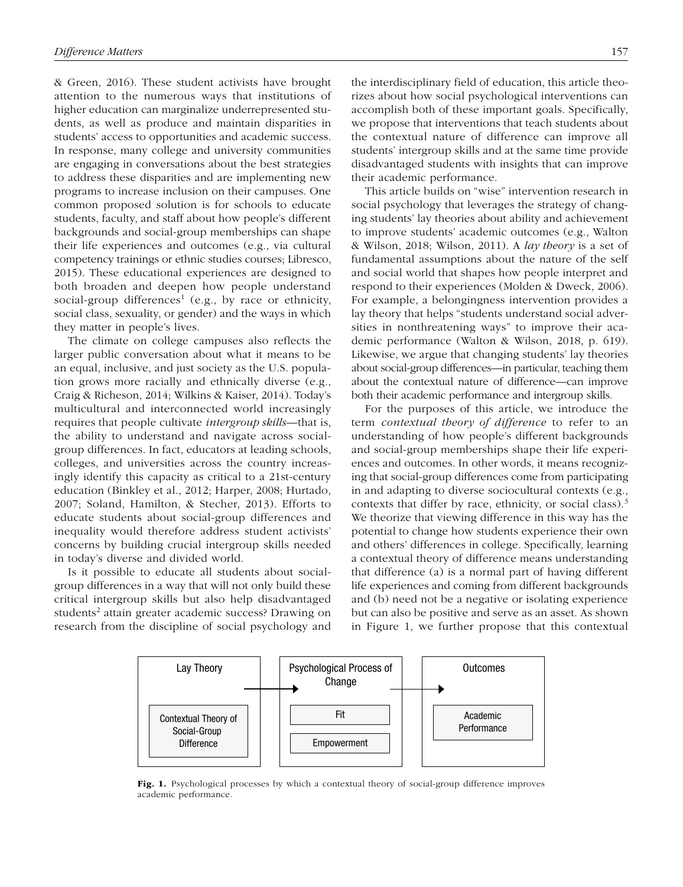& Green, 2016). These student activists have brought attention to the numerous ways that institutions of higher education can marginalize underrepresented students, as well as produce and maintain disparities in students' access to opportunities and academic success. In response, many college and university communities are engaging in conversations about the best strategies to address these disparities and are implementing new programs to increase inclusion on their campuses. One common proposed solution is for schools to educate students, faculty, and staff about how people's different backgrounds and social-group memberships can shape their life experiences and outcomes (e.g., via cultural competency trainings or ethnic studies courses; Libresco, 2015). These educational experiences are designed to both broaden and deepen how people understand social-group differences[1] (e.g., by race or ethnicity, social class, sexuality, or gender) and the ways in which they matter in people's lives.

The climate on college campuses also reflects the larger public conversation about what it means to be an equal, inclusive, and just society as the U.S. population grows more racially and ethnically diverse (e.g., Craig & Richeson, 2014; Wilkins & Kaiser, 2014). Today's multicultural and interconnected world increasingly requires that people cultivate *intergroup skills*—that is, the ability to understand and navigate across social-group differences. In fact, educators at leading schools, colleges, and universities across the country increasingly identify this capacity as critical to a 21st-century education (Binkley et al., 2012; Harper, 2008; Hurtado, 2007; Soland, Hamilton, & Stecher, 2013). Efforts to educate students about social-group differences and inequality would therefore address student activists' concerns by building crucial intergroup skills needed in today's diverse and divided world.

Is it possible to educate all students about social-group differences in a way that will not only build these critical intergroup skills but also help disadvantaged students[2] attain greater academic success? Drawing on research from the discipline of social psychology and the interdisciplinary field of education, this article theorizes about how social psychological interventions can accomplish both of these important goals. Specifically, we propose that interventions that teach students about the contextual nature of difference can improve all students' intergroup skills and at the same time provide disadvantaged students with insights that can improve their academic performance.

This article builds on "wise" intervention research in social psychology that leverages the strategy of changing students' lay theories about ability and achievement to improve students' academic outcomes (e.g., Walton & Wilson, 2018; Wilson, 2011). A *lay theory* is a set of fundamental assumptions about the nature of the self and social world that shapes how people interpret and respond to their experiences (Molden & Dweck, 2006). For example, a belongingness intervention provides a lay theory that helps "students understand social adversities in nonthreatening ways" to improve their academic performance (Walton & Wilson, 2018, p. 619). Likewise, we argue that changing students' lay theories about social-group differences—in particular, teaching them about the contextual nature of difference—can improve both their academic performance and intergroup skills.

For the purposes of this article, we introduce the term *contextual theory of difference* to refer to an understanding of how people's different backgrounds and social-group memberships shape their life experiences and outcomes. In other words, it means recognizing that social-group differences come from participating in and adapting to diverse sociocultural contexts (e.g., contexts that differ by race, ethnicity, or social class).[3] We theorize that viewing difference in this way has the potential to change how students experience their own and others' differences in college. Specifically, learning a contextual theory of difference means understanding that difference (a) is a normal part of having different life experiences and coming from different backgrounds and (b) need not be a negative or isolating experience but can also be positive and serve as an asset. As shown in Figure 1, we further propose that this contextual

| Lay Theory | Psychological Process of Change | Outcomes |
|---|---|---|
| Contextual Theory of Social-Group Difference | Fit<br>Empowerment | Academic Performance |

**Fig. 1.** Psychological processes by which a contextual theory of social-group difference improves academic performance.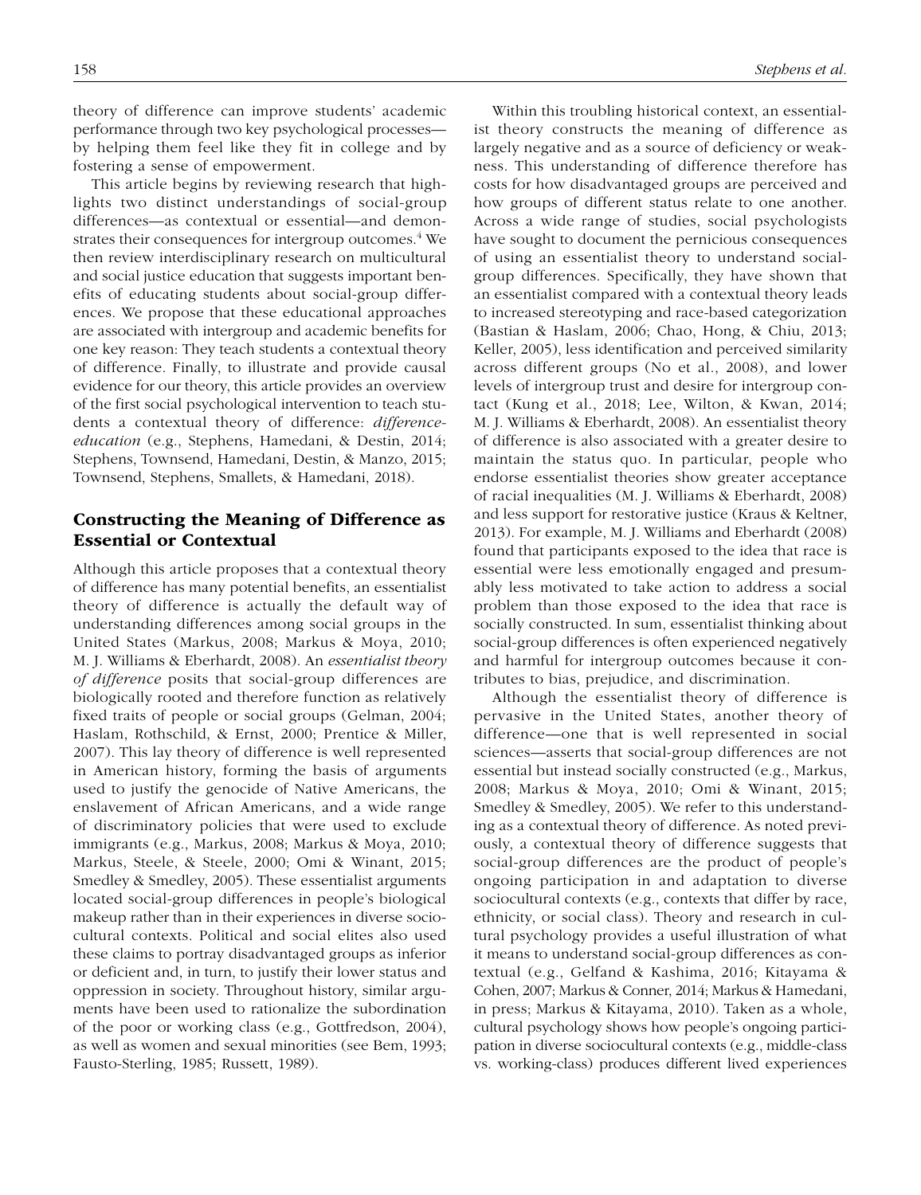theory of difference can improve students' academic performance through two key psychological processes—by helping them feel like they fit in college and by fostering a sense of empowerment.

This article begins by reviewing research that highlights two distinct understandings of social-group differences—as contextual or essential—and demonstrates their consequences for intergroup outcomes.[4] We then review interdisciplinary research on multicultural and social justice education that suggests important benefits of educating students about social-group differences. We propose that these educational approaches are associated with intergroup and academic benefits for one key reason: They teach students a contextual theory of difference. Finally, to illustrate and provide causal evidence for our theory, this article provides an overview of the first social psychological intervention to teach students a contextual theory of difference: *difference-education* (e.g., Stephens, Hamedani, & Destin, 2014; Stephens, Townsend, Hamedani, Destin, & Manzo, 2015; Townsend, Stephens, Smallets, & Hamedani, 2018).

## Constructing the Meaning of Difference as Essential or Contextual

Although this article proposes that a contextual theory of difference has many potential benefits, an essentialist theory of difference is actually the default way of understanding differences among social groups in the United States (Markus, 2008; Markus & Moya, 2010; M. J. Williams & Eberhardt, 2008). An *essentialist theory of difference* posits that social-group differences are biologically rooted and therefore function as relatively fixed traits of people or social groups (Gelman, 2004; Haslam, Rothschild, & Ernst, 2000; Prentice & Miller, 2007). This lay theory of difference is well represented in American history, forming the basis of arguments used to justify the genocide of Native Americans, the enslavement of African Americans, and a wide range of discriminatory policies that were used to exclude immigrants (e.g., Markus, 2008; Markus & Moya, 2010; Markus, Steele, & Steele, 2000; Omi & Winant, 2015; Smedley & Smedley, 2005). These essentialist arguments located social-group differences in people's biological makeup rather than in their experiences in diverse sociocultural contexts. Political and social elites also used these claims to portray disadvantaged groups as inferior or deficient and, in turn, to justify their lower status and oppression in society. Throughout history, similar arguments have been used to rationalize the subordination of the poor or working class (e.g., Gottfredson, 2004), as well as women and sexual minorities (see Bem, 1993; Fausto-Sterling, 1985; Russett, 1989).

Within this troubling historical context, an essentialist theory constructs the meaning of difference as largely negative and as a source of deficiency or weakness. This understanding of difference therefore has costs for how disadvantaged groups are perceived and how groups of different status relate to one another. Across a wide range of studies, social psychologists have sought to document the pernicious consequences of using an essentialist theory to understand social-group differences. Specifically, they have shown that an essentialist compared with a contextual theory leads to increased stereotyping and race-based categorization (Bastian & Haslam, 2006; Chao, Hong, & Chiu, 2013; Keller, 2005), less identification and perceived similarity across different groups (No et al., 2008), and lower levels of intergroup trust and desire for intergroup contact (Kung et al., 2018; Lee, Wilton, & Kwan, 2014; M. J. Williams & Eberhardt, 2008). An essentialist theory of difference is also associated with a greater desire to maintain the status quo. In particular, people who endorse essentialist theories show greater acceptance of racial inequalities (M. J. Williams & Eberhardt, 2008) and less support for restorative justice (Kraus & Keltner, 2013). For example, M. J. Williams and Eberhardt (2008) found that participants exposed to the idea that race is essential were less emotionally engaged and presumably less motivated to take action to address a social problem than those exposed to the idea that race is socially constructed. In sum, essentialist thinking about social-group differences is often experienced negatively and harmful for intergroup outcomes because it contributes to bias, prejudice, and discrimination.

Although the essentialist theory of difference is pervasive in the United States, another theory of difference—one that is well represented in social sciences—asserts that social-group differences are not essential but instead socially constructed (e.g., Markus, 2008; Markus & Moya, 2010; Omi & Winant, 2015; Smedley & Smedley, 2005). We refer to this understanding as a contextual theory of difference. As noted previously, a contextual theory of difference suggests that social-group differences are the product of people's ongoing participation in and adaptation to diverse sociocultural contexts (e.g., contexts that differ by race, ethnicity, or social class). Theory and research in cultural psychology provides a useful illustration of what it means to understand social-group differences as contextual (e.g., Gelfand & Kashima, 2016; Kitayama & Cohen, 2007; Markus & Conner, 2014; Markus & Hamedani, in press; Markus & Kitayama, 2010). Taken as a whole, cultural psychology shows how people's ongoing participation in diverse sociocultural contexts (e.g., middle-class vs. working-class) produces different lived experiences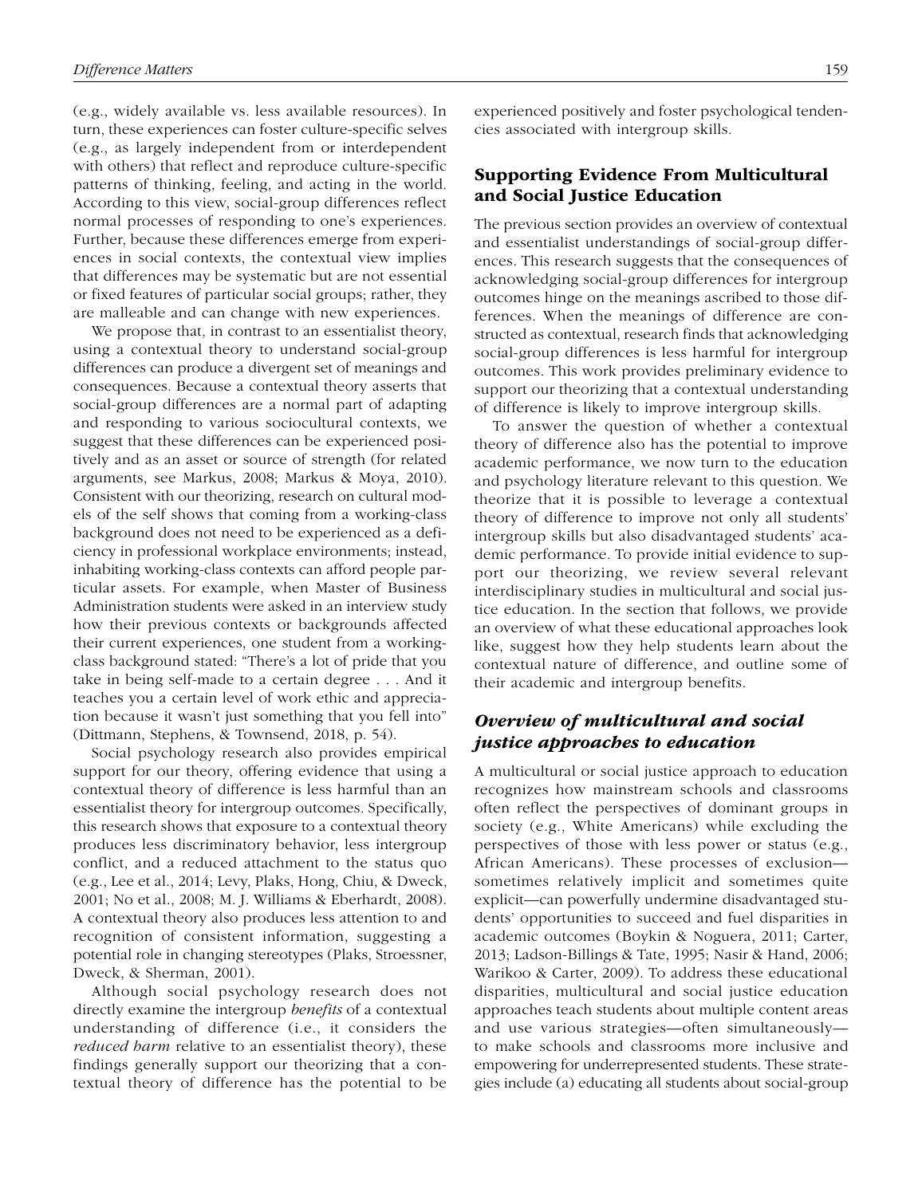(e.g., widely available vs. less available resources). In turn, these experiences can foster culture-specific selves (e.g., as largely independent from or interdependent with others) that reflect and reproduce culture-specific patterns of thinking, feeling, and acting in the world. According to this view, social-group differences reflect normal processes of responding to one's experiences. Further, because these differences emerge from experiences in social contexts, the contextual view implies that differences may be systematic but are not essential or fixed features of particular social groups; rather, they are malleable and can change with new experiences.

We propose that, in contrast to an essentialist theory, using a contextual theory to understand social-group differences can produce a divergent set of meanings and consequences. Because a contextual theory asserts that social-group differences are a normal part of adapting and responding to various sociocultural contexts, we suggest that these differences can be experienced positively and as an asset or source of strength (for related arguments, see Markus, 2008; Markus & Moya, 2010). Consistent with our theorizing, research on cultural models of the self shows that coming from a working-class background does not need to be experienced as a deficiency in professional workplace environments; instead, inhabiting working-class contexts can afford people particular assets. For example, when Master of Business Administration students were asked in an interview study how their previous contexts or backgrounds affected their current experiences, one student from a working-class background stated: "There's a lot of pride that you take in being self-made to a certain degree . . . And it teaches you a certain level of work ethic and appreciation because it wasn't just something that you fell into" (Dittmann, Stephens, & Townsend, 2018, p. 54).

Social psychology research also provides empirical support for our theory, offering evidence that using a contextual theory of difference is less harmful than an essentialist theory for intergroup outcomes. Specifically, this research shows that exposure to a contextual theory produces less discriminatory behavior, less intergroup conflict, and a reduced attachment to the status quo (e.g., Lee et al., 2014; Levy, Plaks, Hong, Chiu, & Dweck, 2001; No et al., 2008; M. J. Williams & Eberhardt, 2008). A contextual theory also produces less attention to and recognition of consistent information, suggesting a potential role in changing stereotypes (Plaks, Stroessner, Dweck, & Sherman, 2001).

Although social psychology research does not directly examine the intergroup *benefits* of a contextual understanding of difference (i.e., it considers the *reduced harm* relative to an essentialist theory), these findings generally support our theorizing that a contextual theory of difference has the potential to be experienced positively and foster psychological tendencies associated with intergroup skills.

## Supporting Evidence From Multicultural and Social Justice Education

The previous section provides an overview of contextual and essentialist understandings of social-group differences. This research suggests that the consequences of acknowledging social-group differences for intergroup outcomes hinge on the meanings ascribed to those differences. When the meanings of difference are constructed as contextual, research finds that acknowledging social-group differences is less harmful for intergroup outcomes. This work provides preliminary evidence to support our theorizing that a contextual understanding of difference is likely to improve intergroup skills.

To answer the question of whether a contextual theory of difference also has the potential to improve academic performance, we now turn to the education and psychology literature relevant to this question. We theorize that it is possible to leverage a contextual theory of difference to improve not only all students' intergroup skills but also disadvantaged students' academic performance. To provide initial evidence to support our theorizing, we review several relevant interdisciplinary studies in multicultural and social justice education. In the section that follows, we provide an overview of what these educational approaches look like, suggest how they help students learn about the contextual nature of difference, and outline some of their academic and intergroup benefits.

### *Overview of multicultural and social justice approaches to education*

A multicultural or social justice approach to education recognizes how mainstream schools and classrooms often reflect the perspectives of dominant groups in society (e.g., White Americans) while excluding the perspectives of those with less power or status (e.g., African Americans). These processes of exclusion—sometimes relatively implicit and sometimes quite explicit—can powerfully undermine disadvantaged students' opportunities to succeed and fuel disparities in academic outcomes (Boykin & Noguera, 2011; Carter, 2013; Ladson-Billings & Tate, 1995; Nasir & Hand, 2006; Warikoo & Carter, 2009). To address these educational disparities, multicultural and social justice education approaches teach students about multiple content areas and use various strategies—often simultaneously—to make schools and classrooms more inclusive and empowering for underrepresented students. These strategies include (a) educating all students about social-group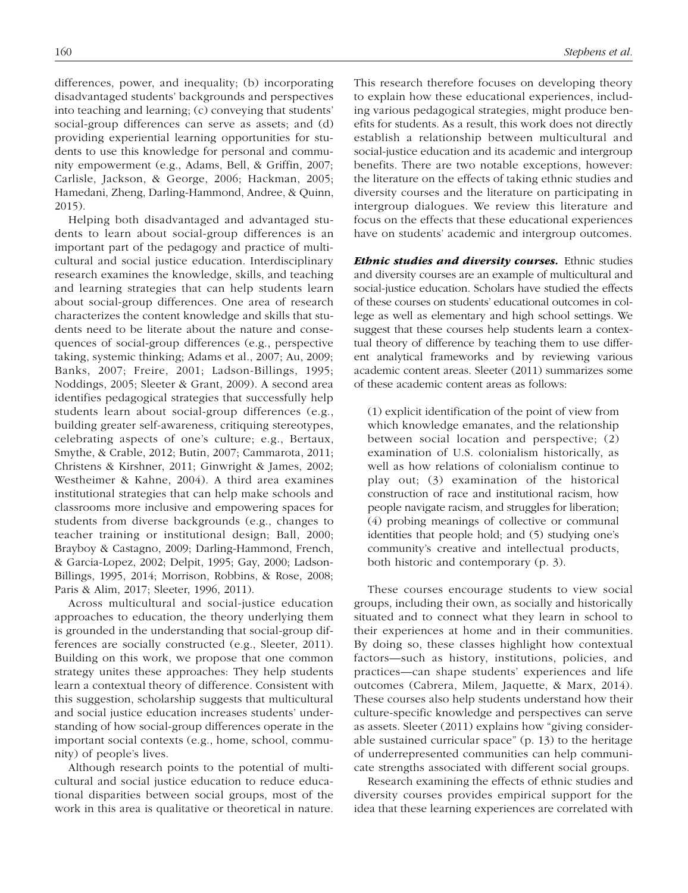differences, power, and inequality; (b) incorporating disadvantaged students' backgrounds and perspectives into teaching and learning; (c) conveying that students' social-group differences can serve as assets; and (d) providing experiential learning opportunities for students to use this knowledge for personal and community empowerment (e.g., Adams, Bell, & Griffin, 2007; Carlisle, Jackson, & George, 2006; Hackman, 2005; Hamedani, Zheng, Darling-Hammond, Andree, & Quinn, 2015).

Helping both disadvantaged and advantaged students to learn about social-group differences is an important part of the pedagogy and practice of multicultural and social justice education. Interdisciplinary research examines the knowledge, skills, and teaching and learning strategies that can help students learn about social-group differences. One area of research characterizes the content knowledge and skills that students need to be literate about the nature and consequences of social-group differences (e.g., perspective taking, systemic thinking; Adams et al., 2007; Au, 2009; Banks, 2007; Freire, 2001; Ladson-Billings, 1995; Noddings, 2005; Sleeter & Grant, 2009). A second area identifies pedagogical strategies that successfully help students learn about social-group differences (e.g., building greater self-awareness, critiquing stereotypes, celebrating aspects of one's culture; e.g., Bertaux, Smythe, & Crable, 2012; Butin, 2007; Cammarota, 2011; Christens & Kirshner, 2011; Ginwright & James, 2002; Westheimer & Kahne, 2004). A third area examines institutional strategies that can help make schools and classrooms more inclusive and empowering spaces for students from diverse backgrounds (e.g., changes to teacher training or institutional design; Ball, 2000; Brayboy & Castagno, 2009; Darling-Hammond, French, & Garcia-Lopez, 2002; Delpit, 1995; Gay, 2000; Ladson-Billings, 1995, 2014; Morrison, Robbins, & Rose, 2008; Paris & Alim, 2017; Sleeter, 1996, 2011).

Across multicultural and social-justice education approaches to education, the theory underlying them is grounded in the understanding that social-group differences are socially constructed (e.g., Sleeter, 2011). Building on this work, we propose that one common strategy unites these approaches: They help students learn a contextual theory of difference. Consistent with this suggestion, scholarship suggests that multicultural and social justice education increases students' understanding of how social-group differences operate in the important social contexts (e.g., home, school, community) of people's lives.

Although research points to the potential of multicultural and social justice education to reduce educational disparities between social groups, most of the work in this area is qualitative or theoretical in nature. This research therefore focuses on developing theory to explain how these educational experiences, including various pedagogical strategies, might produce benefits for students. As a result, this work does not directly establish a relationship between multicultural and social-justice education and its academic and intergroup benefits. There are two notable exceptions, however: the literature on the effects of taking ethnic studies and diversity courses and the literature on participating in intergroup dialogues. We review this literature and focus on the effects that these educational experiences have on students' academic and intergroup outcomes.

***Ethnic studies and diversity courses.*** Ethnic studies and diversity courses are an example of multicultural and social-justice education. Scholars have studied the effects of these courses on students' educational outcomes in college as well as elementary and high school settings. We suggest that these courses help students learn a contextual theory of difference by teaching them to use different analytical frameworks and by reviewing various academic content areas. Sleeter (2011) summarizes some of these academic content areas as follows:

> (1) explicit identification of the point of view from which knowledge emanates, and the relationship between social location and perspective; (2) examination of U.S. colonialism historically, as well as how relations of colonialism continue to play out; (3) examination of the historical construction of race and institutional racism, how people navigate racism, and struggles for liberation; (4) probing meanings of collective or communal identities that people hold; and (5) studying one's community's creative and intellectual products, both historic and contemporary (p. 3).

These courses encourage students to view social groups, including their own, as socially and historically situated and to connect what they learn in school to their experiences at home and in their communities. By doing so, these classes highlight how contextual factors—such as history, institutions, policies, and practices—can shape students' experiences and life outcomes (Cabrera, Milem, Jaquette, & Marx, 2014). These courses also help students understand how their culture-specific knowledge and perspectives can serve as assets. Sleeter (2011) explains how "giving considerable sustained curricular space" (p. 13) to the heritage of underrepresented communities can help communicate strengths associated with different social groups.

Research examining the effects of ethnic studies and diversity courses provides empirical support for the idea that these learning experiences are correlated with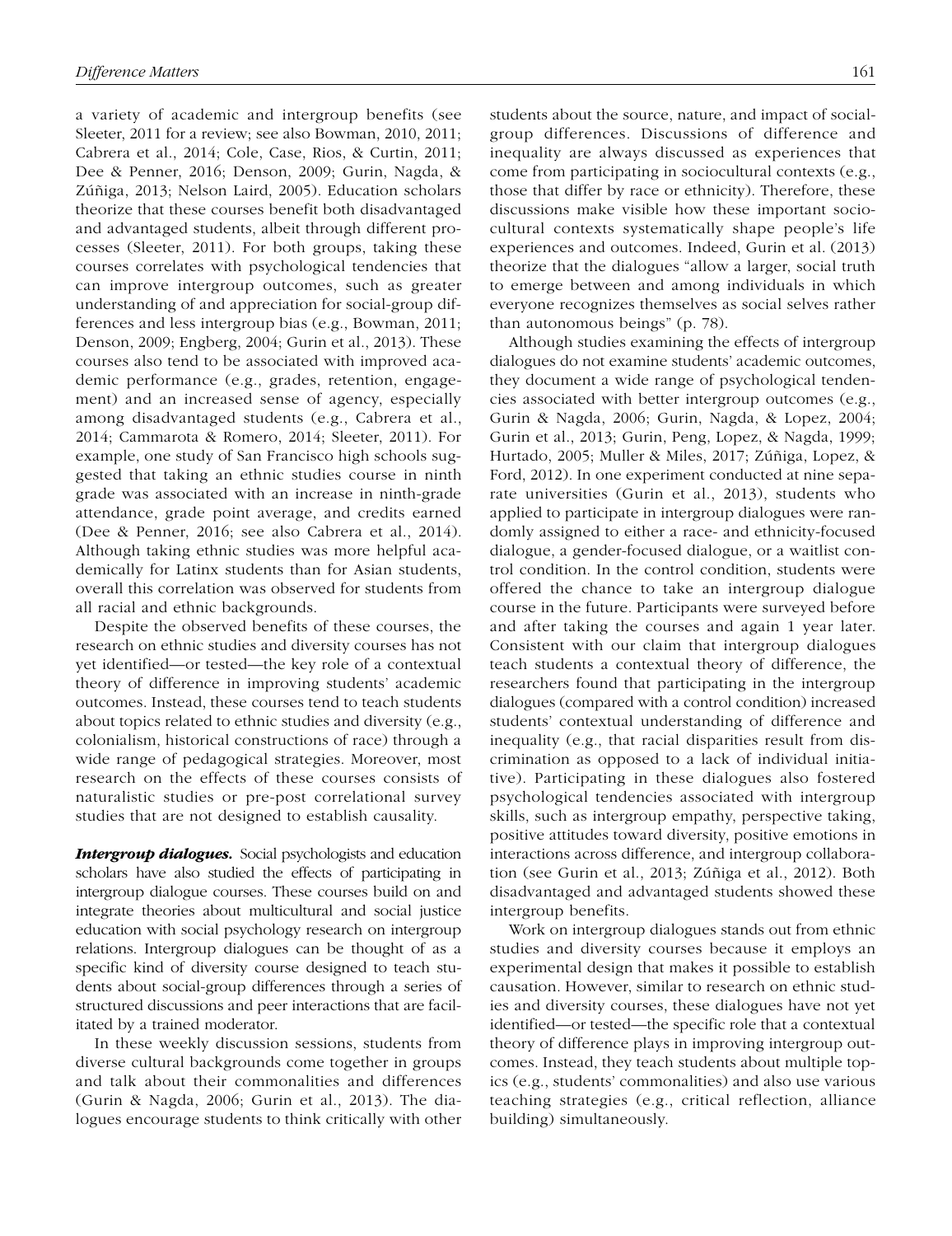a variety of academic and intergroup benefits (see Sleeter, 2011 for a review; see also Bowman, 2010, 2011; Cabrera et al., 2014; Cole, Case, Rios, & Curtin, 2011; Dee & Penner, 2016; Denson, 2009; Gurin, Nagda, & Zúñiga, 2013; Nelson Laird, 2005). Education scholars theorize that these courses benefit both disadvantaged and advantaged students, albeit through different processes (Sleeter, 2011). For both groups, taking these courses correlates with psychological tendencies that can improve intergroup outcomes, such as greater understanding of and appreciation for social-group differences and less intergroup bias (e.g., Bowman, 2011; Denson, 2009; Engberg, 2004; Gurin et al., 2013). These courses also tend to be associated with improved academic performance (e.g., grades, retention, engagement) and an increased sense of agency, especially among disadvantaged students (e.g., Cabrera et al., 2014; Cammarota & Romero, 2014; Sleeter, 2011). For example, one study of San Francisco high schools suggested that taking an ethnic studies course in ninth grade was associated with an increase in ninth-grade attendance, grade point average, and credits earned (Dee & Penner, 2016; see also Cabrera et al., 2014). Although taking ethnic studies was more helpful academically for Latinx students than for Asian students, overall this correlation was observed for students from all racial and ethnic backgrounds.

Despite the observed benefits of these courses, the research on ethnic studies and diversity courses has not yet identified—or tested—the key role of a contextual theory of difference in improving students' academic outcomes. Instead, these courses tend to teach students about topics related to ethnic studies and diversity (e.g., colonialism, historical constructions of race) through a wide range of pedagogical strategies. Moreover, most research on the effects of these courses consists of naturalistic studies or pre-post correlational survey studies that are not designed to establish causality.

***Intergroup dialogues.*** Social psychologists and education scholars have also studied the effects of participating in intergroup dialogue courses. These courses build on and integrate theories about multicultural and social justice education with social psychology research on intergroup relations. Intergroup dialogues can be thought of as a specific kind of diversity course designed to teach students about social-group differences through a series of structured discussions and peer interactions that are facilitated by a trained moderator.

In these weekly discussion sessions, students from diverse cultural backgrounds come together in groups and talk about their commonalities and differences (Gurin & Nagda, 2006; Gurin et al., 2013). The dialogues encourage students to think critically with other students about the source, nature, and impact of social-group differences. Discussions of difference and inequality are always discussed as experiences that come from participating in sociocultural contexts (e.g., those that differ by race or ethnicity). Therefore, these discussions make visible how these important sociocultural contexts systematically shape people's life experiences and outcomes. Indeed, Gurin et al. (2013) theorize that the dialogues "allow a larger, social truth to emerge between and among individuals in which everyone recognizes themselves as social selves rather than autonomous beings" (p. 78).

Although studies examining the effects of intergroup dialogues do not examine students' academic outcomes, they document a wide range of psychological tendencies associated with better intergroup outcomes (e.g., Gurin & Nagda, 2006; Gurin, Nagda, & Lopez, 2004; Gurin et al., 2013; Gurin, Peng, Lopez, & Nagda, 1999; Hurtado, 2005; Muller & Miles, 2017; Zúñiga, Lopez, & Ford, 2012). In one experiment conducted at nine separate universities (Gurin et al., 2013), students who applied to participate in intergroup dialogues were randomly assigned to either a race- and ethnicity-focused dialogue, a gender-focused dialogue, or a waitlist control condition. In the control condition, students were offered the chance to take an intergroup dialogue course in the future. Participants were surveyed before and after taking the courses and again 1 year later. Consistent with our claim that intergroup dialogues teach students a contextual theory of difference, the researchers found that participating in the intergroup dialogues (compared with a control condition) increased students' contextual understanding of difference and inequality (e.g., that racial disparities result from discrimination as opposed to a lack of individual initiative). Participating in these dialogues also fostered psychological tendencies associated with intergroup skills, such as intergroup empathy, perspective taking, positive attitudes toward diversity, positive emotions in interactions across difference, and intergroup collaboration (see Gurin et al., 2013; Zúñiga et al., 2012). Both disadvantaged and advantaged students showed these intergroup benefits.

Work on intergroup dialogues stands out from ethnic studies and diversity courses because it employs an experimental design that makes it possible to establish causation. However, similar to research on ethnic studies and diversity courses, these dialogues have not yet identified—or tested—the specific role that a contextual theory of difference plays in improving intergroup outcomes. Instead, they teach students about multiple topics (e.g., students' commonalities) and also use various teaching strategies (e.g., critical reflection, alliance building) simultaneously.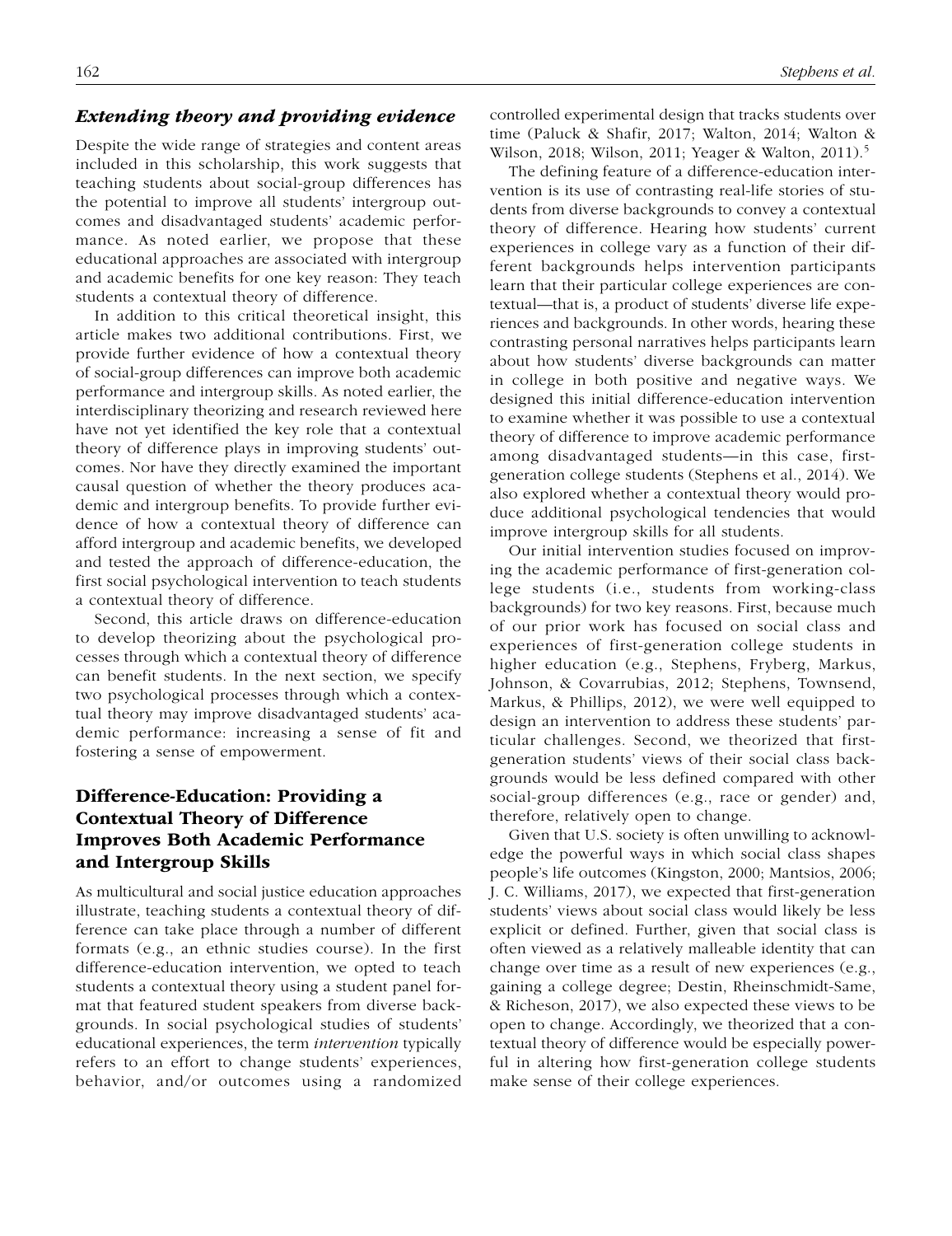### *Extending theory and providing evidence*

Despite the wide range of strategies and content areas included in this scholarship, this work suggests that teaching students about social-group differences has the potential to improve all students' intergroup outcomes and disadvantaged students' academic performance. As noted earlier, we propose that these educational approaches are associated with intergroup and academic benefits for one key reason: They teach students a contextual theory of difference.

In addition to this critical theoretical insight, this article makes two additional contributions. First, we provide further evidence of how a contextual theory of social-group differences can improve both academic performance and intergroup skills. As noted earlier, the interdisciplinary theorizing and research reviewed here have not yet identified the key role that a contextual theory of difference plays in improving students' outcomes. Nor have they directly examined the important causal question of whether the theory produces academic and intergroup benefits. To provide further evidence of how a contextual theory of difference can afford intergroup and academic benefits, we developed and tested the approach of difference-education, the first social psychological intervention to teach students a contextual theory of difference.

Second, this article draws on difference-education to develop theorizing about the psychological processes through which a contextual theory of difference can benefit students. In the next section, we specify two psychological processes through which a contextual theory may improve disadvantaged students' academic performance: increasing a sense of fit and fostering a sense of empowerment.

## Difference-Education: Providing a Contextual Theory of Difference Improves Both Academic Performance and Intergroup Skills

As multicultural and social justice education approaches illustrate, teaching students a contextual theory of difference can take place through a number of different formats (e.g., an ethnic studies course). In the first difference-education intervention, we opted to teach students a contextual theory using a student panel format that featured student speakers from diverse backgrounds. In social psychological studies of students' educational experiences, the term *intervention* typically refers to an effort to change students' experiences, behavior, and/or outcomes using a randomized controlled experimental design that tracks students over time (Paluck & Shafir, 2017; Walton, 2014; Walton & Wilson, 2018; Wilson, 2011; Yeager & Walton, 2011).[5]

The defining feature of a difference-education intervention is its use of contrasting real-life stories of students from diverse backgrounds to convey a contextual theory of difference. Hearing how students' current experiences in college vary as a function of their different backgrounds helps intervention participants learn that their particular college experiences are contextual—that is, a product of students' diverse life experiences and backgrounds. In other words, hearing these contrasting personal narratives helps participants learn about how students' diverse backgrounds can matter in college in both positive and negative ways. We designed this initial difference-education intervention to examine whether it was possible to use a contextual theory of difference to improve academic performance among disadvantaged students—in this case, first-generation college students (Stephens et al., 2014). We also explored whether a contextual theory would produce additional psychological tendencies that would improve intergroup skills for all students.

Our initial intervention studies focused on improving the academic performance of first-generation college students (i.e., students from working-class backgrounds) for two key reasons. First, because much of our prior work has focused on social class and experiences of first-generation college students in higher education (e.g., Stephens, Fryberg, Markus, Johnson, & Covarrubias, 2012; Stephens, Townsend, Markus, & Phillips, 2012), we were well equipped to design an intervention to address these students' particular challenges. Second, we theorized that first-generation students' views of their social class backgrounds would be less defined compared with other social-group differences (e.g., race or gender) and, therefore, relatively open to change.

Given that U.S. society is often unwilling to acknowledge the powerful ways in which social class shapes people's life outcomes (Kingston, 2000; Mantsios, 2006; J. C. Williams, 2017), we expected that first-generation students' views about social class would likely be less explicit or defined. Further, given that social class is often viewed as a relatively malleable identity that can change over time as a result of new experiences (e.g., gaining a college degree; Destin, Rheinschmidt-Same, & Richeson, 2017), we also expected these views to be open to change. Accordingly, we theorized that a contextual theory of difference would be especially powerful in altering how first-generation college students make sense of their college experiences.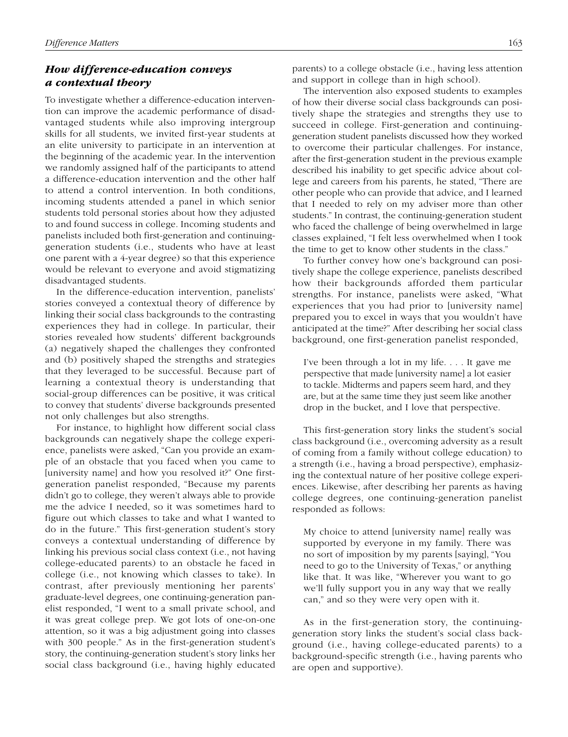### *How difference-education conveys a contextual theory*

To investigate whether a difference-education intervention can improve the academic performance of disadvantaged students while also improving intergroup skills for all students, we invited first-year students at an elite university to participate in an intervention at the beginning of the academic year. In the intervention we randomly assigned half of the participants to attend a difference-education intervention and the other half to attend a control intervention. In both conditions, incoming students attended a panel in which senior students told personal stories about how they adjusted to and found success in college. Incoming students and panelists included both first-generation and continuing-generation students (i.e., students who have at least one parent with a 4-year degree) so that this experience would be relevant to everyone and avoid stigmatizing disadvantaged students.

In the difference-education intervention, panelists' stories conveyed a contextual theory of difference by linking their social class backgrounds to the contrasting experiences they had in college. In particular, their stories revealed how students' different backgrounds (a) negatively shaped the challenges they confronted and (b) positively shaped the strengths and strategies that they leveraged to be successful. Because part of learning a contextual theory is understanding that social-group differences can be positive, it was critical to convey that students' diverse backgrounds presented not only challenges but also strengths.

For instance, to highlight how different social class backgrounds can negatively shape the college experience, panelists were asked, "Can you provide an example of an obstacle that you faced when you came to [university name] and how you resolved it?" One first-generation panelist responded, "Because my parents didn't go to college, they weren't always able to provide me the advice I needed, so it was sometimes hard to figure out which classes to take and what I wanted to do in the future." This first-generation student's story conveys a contextual understanding of difference by linking his previous social class context (i.e., not having college-educated parents) to an obstacle he faced in college (i.e., not knowing which classes to take). In contrast, after previously mentioning her parents' graduate-level degrees, one continuing-generation panelist responded, "I went to a small private school, and it was great college prep. We got lots of one-on-one attention, so it was a big adjustment going into classes with 300 people." As in the first-generation student's story, the continuing-generation student's story links her social class background (i.e., having highly educated parents) to a college obstacle (i.e., having less attention and support in college than in high school).

The intervention also exposed students to examples of how their diverse social class backgrounds can positively shape the strategies and strengths they use to succeed in college. First-generation and continuing-generation student panelists discussed how they worked to overcome their particular challenges. For instance, after the first-generation student in the previous example described his inability to get specific advice about college and careers from his parents, he stated, "There are other people who can provide that advice, and I learned that I needed to rely on my adviser more than other students." In contrast, the continuing-generation student who faced the challenge of being overwhelmed in large classes explained, "I felt less overwhelmed when I took the time to get to know other students in the class."

To further convey how one's background can positively shape the college experience, panelists described how their backgrounds afforded them particular strengths. For instance, panelists were asked, "What experiences that you had prior to [university name] prepared you to excel in ways that you wouldn't have anticipated at the time?" After describing her social class background, one first-generation panelist responded,

> I've been through a lot in my life. . . . It gave me perspective that made [university name] a lot easier to tackle. Midterms and papers seem hard, and they are, but at the same time they just seem like another drop in the bucket, and I love that perspective.

This first-generation story links the student's social class background (i.e., overcoming adversity as a result of coming from a family without college education) to a strength (i.e., having a broad perspective), emphasizing the contextual nature of her positive college experiences. Likewise, after describing her parents as having college degrees, one continuing-generation panelist responded as follows:

> My choice to attend [university name] really was supported by everyone in my family. There was no sort of imposition by my parents [saying], "You need to go to the University of Texas," or anything like that. It was like, "Wherever you want to go we'll fully support you in any way that we really can," and so they were very open with it.

As in the first-generation story, the continuing-generation story links the student's social class background (i.e., having college-educated parents) to a background-specific strength (i.e., having parents who are open and supportive).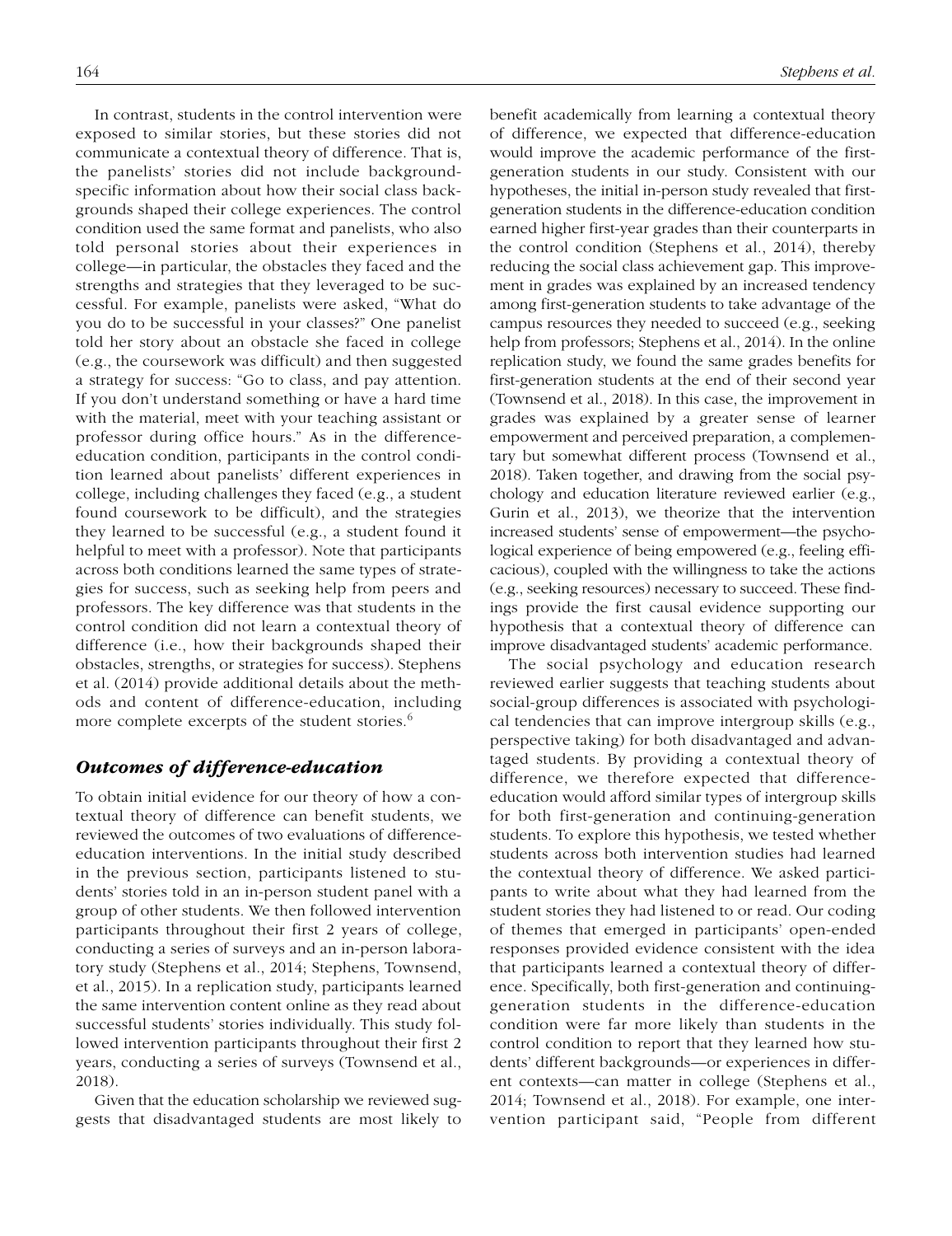In contrast, students in the control intervention were exposed to similar stories, but these stories did not communicate a contextual theory of difference. That is, the panelists' stories did not include background-specific information about how their social class backgrounds shaped their college experiences. The control condition used the same format and panelists, who also told personal stories about their experiences in college—in particular, the obstacles they faced and the strengths and strategies that they leveraged to be successful. For example, panelists were asked, "What do you do to be successful in your classes?" One panelist told her story about an obstacle she faced in college (e.g., the coursework was difficult) and then suggested a strategy for success: "Go to class, and pay attention. If you don't understand something or have a hard time with the material, meet with your teaching assistant or professor during office hours." As in the difference-education condition, participants in the control condition learned about panelists' different experiences in college, including challenges they faced (e.g., a student found coursework to be difficult), and the strategies they learned to be successful (e.g., a student found it helpful to meet with a professor). Note that participants across both conditions learned the same types of strategies for success, such as seeking help from peers and professors. The key difference was that students in the control condition did not learn a contextual theory of difference (i.e., how their backgrounds shaped their obstacles, strengths, or strategies for success). Stephens et al. (2014) provide additional details about the methods and content of difference-education, including more complete excerpts of the student stories.[6]

### *Outcomes of difference-education*

To obtain initial evidence for our theory of how a contextual theory of difference can benefit students, we reviewed the outcomes of two evaluations of difference-education interventions. In the initial study described in the previous section, participants listened to students' stories told in an in-person student panel with a group of other students. We then followed intervention participants throughout their first 2 years of college, conducting a series of surveys and an in-person laboratory study (Stephens et al., 2014; Stephens, Townsend, et al., 2015). In a replication study, participants learned the same intervention content online as they read about successful students' stories individually. This study followed intervention participants throughout their first 2 years, conducting a series of surveys (Townsend et al., 2018).

Given that the education scholarship we reviewed suggests that disadvantaged students are most likely to benefit academically from learning a contextual theory of difference, we expected that difference-education would improve the academic performance of the first-generation students in our study. Consistent with our hypotheses, the initial in-person study revealed that first-generation students in the difference-education condition earned higher first-year grades than their counterparts in the control condition (Stephens et al., 2014), thereby reducing the social class achievement gap. This improvement in grades was explained by an increased tendency among first-generation students to take advantage of the campus resources they needed to succeed (e.g., seeking help from professors; Stephens et al., 2014). In the online replication study, we found the same grades benefits for first-generation students at the end of their second year (Townsend et al., 2018). In this case, the improvement in grades was explained by a greater sense of learner empowerment and perceived preparation, a complementary but somewhat different process (Townsend et al., 2018). Taken together, and drawing from the social psychology and education literature reviewed earlier (e.g., Gurin et al., 2013), we theorize that the intervention increased students' sense of empowerment—the psychological experience of being empowered (e.g., feeling efficacious), coupled with the willingness to take the actions (e.g., seeking resources) necessary to succeed. These findings provide the first causal evidence supporting our hypothesis that a contextual theory of difference can improve disadvantaged students' academic performance.

The social psychology and education research reviewed earlier suggests that teaching students about social-group differences is associated with psychological tendencies that can improve intergroup skills (e.g., perspective taking) for both disadvantaged and advantaged students. By providing a contextual theory of difference, we therefore expected that difference-education would afford similar types of intergroup skills for both first-generation and continuing-generation students. To explore this hypothesis, we tested whether students across both intervention studies had learned the contextual theory of difference. We asked participants to write about what they had learned from the student stories they had listened to or read. Our coding of themes that emerged in participants' open-ended responses provided evidence consistent with the idea that participants learned a contextual theory of difference. Specifically, both first-generation and continuing-generation students in the difference-education condition were far more likely than students in the control condition to report that they learned how students' different backgrounds—or experiences in different contexts—can matter in college (Stephens et al., 2014; Townsend et al., 2018). For example, one intervention participant said, "People from different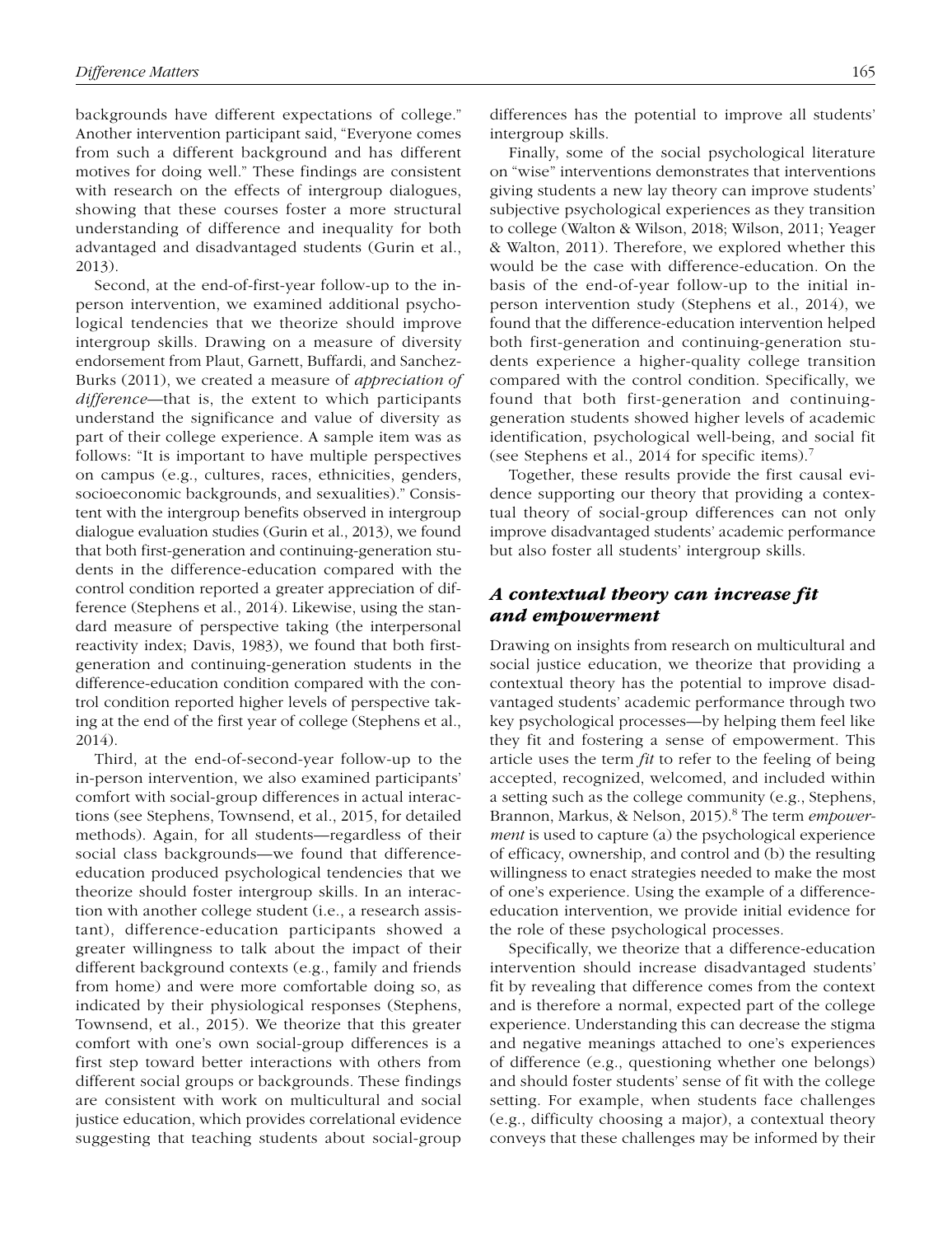backgrounds have different expectations of college." Another intervention participant said, "Everyone comes from such a different background and has different motives for doing well." These findings are consistent with research on the effects of intergroup dialogues, showing that these courses foster a more structural understanding of difference and inequality for both advantaged and disadvantaged students (Gurin et al., 2013).

Second, at the end-of-first-year follow-up to the in-person intervention, we examined additional psychological tendencies that we theorize should improve intergroup skills. Drawing on a measure of diversity endorsement from Plaut, Garnett, Buffardi, and Sanchez-Burks (2011), we created a measure of *appreciation of difference*—that is, the extent to which participants understand the significance and value of diversity as part of their college experience. A sample item was as follows: "It is important to have multiple perspectives on campus (e.g., cultures, races, ethnicities, genders, socioeconomic backgrounds, and sexualities)." Consistent with the intergroup benefits observed in intergroup dialogue evaluation studies (Gurin et al., 2013), we found that both first-generation and continuing-generation students in the difference-education compared with the control condition reported a greater appreciation of difference (Stephens et al., 2014). Likewise, using the standard measure of perspective taking (the interpersonal reactivity index; Davis, 1983), we found that both first-generation and continuing-generation students in the difference-education condition compared with the control condition reported higher levels of perspective taking at the end of the first year of college (Stephens et al., 2014).

Third, at the end-of-second-year follow-up to the in-person intervention, we also examined participants' comfort with social-group differences in actual interactions (see Stephens, Townsend, et al., 2015, for detailed methods). Again, for all students—regardless of their social class backgrounds—we found that difference-education produced psychological tendencies that we theorize should foster intergroup skills. In an interaction with another college student (i.e., a research assistant), difference-education participants showed a greater willingness to talk about the impact of their different background contexts (e.g., family and friends from home) and were more comfortable doing so, as indicated by their physiological responses (Stephens, Townsend, et al., 2015). We theorize that this greater comfort with one's own social-group differences is a first step toward better interactions with others from different social groups or backgrounds. These findings are consistent with work on multicultural and social justice education, which provides correlational evidence suggesting that teaching students about social-group differences has the potential to improve all students' intergroup skills.

Finally, some of the social psychological literature on "wise" interventions demonstrates that interventions giving students a new lay theory can improve students' subjective psychological experiences as they transition to college (Walton & Wilson, 2018; Wilson, 2011; Yeager & Walton, 2011). Therefore, we explored whether this would be the case with difference-education. On the basis of the end-of-year follow-up to the initial in-person intervention study (Stephens et al., 2014), we found that the difference-education intervention helped both first-generation and continuing-generation students experience a higher-quality college transition compared with the control condition. Specifically, we found that both first-generation and continuing-generation students showed higher levels of academic identification, psychological well-being, and social fit (see Stephens et al., 2014 for specific items).[7]

Together, these results provide the first causal evidence supporting our theory that providing a contextual theory of social-group differences can not only improve disadvantaged students' academic performance but also foster all students' intergroup skills.

### *A contextual theory can increase fit and empowerment*

Drawing on insights from research on multicultural and social justice education, we theorize that providing a contextual theory has the potential to improve disadvantaged students' academic performance through two key psychological processes—by helping them feel like they fit and fostering a sense of empowerment. This article uses the term *fit* to refer to the feeling of being accepted, recognized, welcomed, and included within a setting such as the college community (e.g., Stephens, Brannon, Markus, & Nelson, 2015).[8] The term *empowerment* is used to capture (a) the psychological experience of efficacy, ownership, and control and (b) the resulting willingness to enact strategies needed to make the most of one's experience. Using the example of a difference-education intervention, we provide initial evidence for the role of these psychological processes.

Specifically, we theorize that a difference-education intervention should increase disadvantaged students' fit by revealing that difference comes from the context and is therefore a normal, expected part of the college experience. Understanding this can decrease the stigma and negative meanings attached to one's experiences of difference (e.g., questioning whether one belongs) and should foster students' sense of fit with the college setting. For example, when students face challenges (e.g., difficulty choosing a major), a contextual theory conveys that these challenges may be informed by their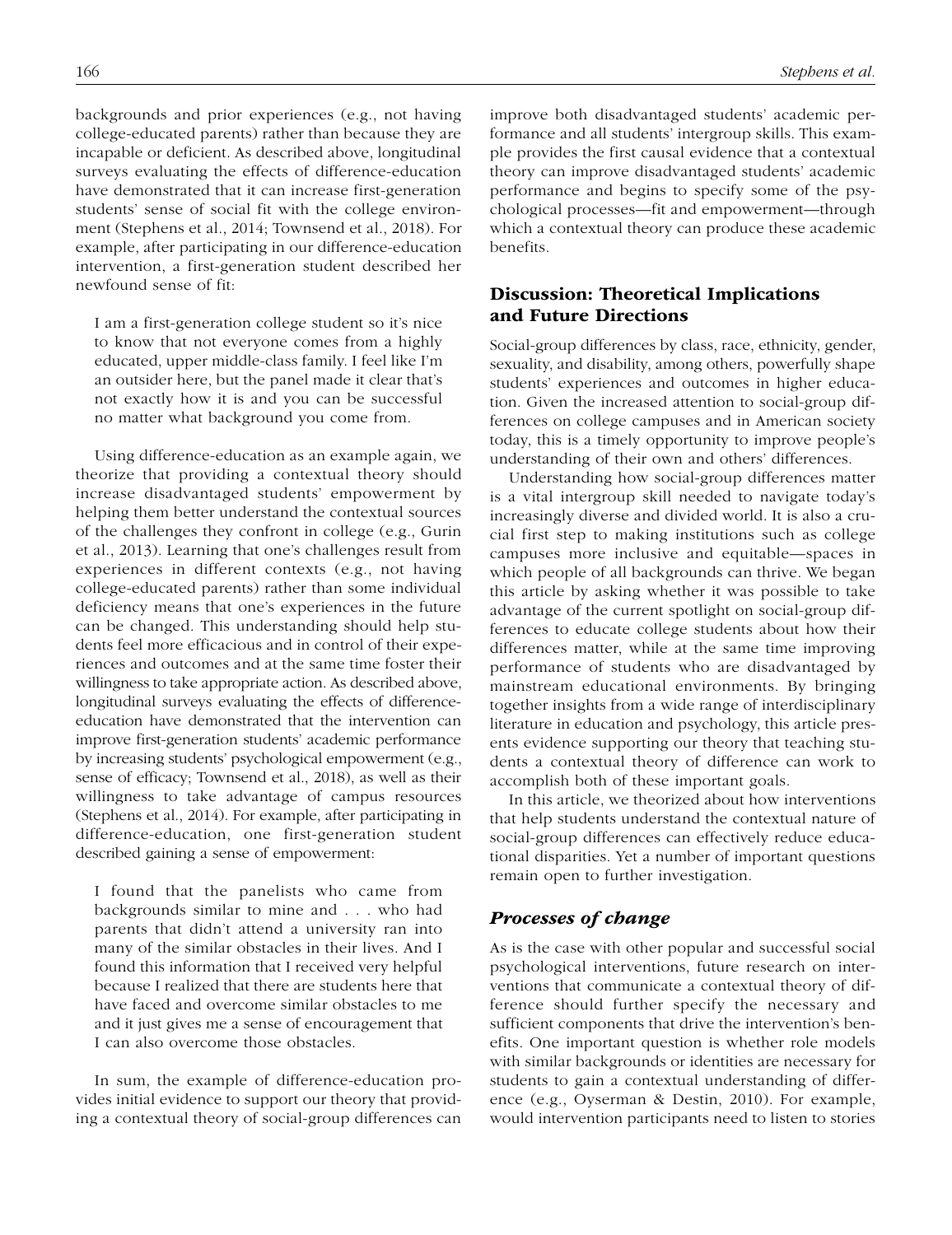backgrounds and prior experiences (e.g., not having college-educated parents) rather than because they are incapable or deficient. As described above, longitudinal surveys evaluating the effects of difference-education have demonstrated that it can increase first-generation students' sense of social fit with the college environment (Stephens et al., 2014; Townsend et al., 2018). For example, after participating in our difference-education intervention, a first-generation student described her newfound sense of fit:

> I am a first-generation college student so it's nice to know that not everyone comes from a highly educated, upper middle-class family. I feel like I'm an outsider here, but the panel made it clear that's not exactly how it is and you can be successful no matter what background you come from.

Using difference-education as an example again, we theorize that providing a contextual theory should increase disadvantaged students' empowerment by helping them better understand the contextual sources of the challenges they confront in college (e.g., Gurin et al., 2013). Learning that one's challenges result from experiences in different contexts (e.g., not having college-educated parents) rather than some individual deficiency means that one's experiences in the future can be changed. This understanding should help students feel more efficacious and in control of their experiences and outcomes and at the same time foster their willingness to take appropriate action. As described above, longitudinal surveys evaluating the effects of difference-education have demonstrated that the intervention can improve first-generation students' academic performance by increasing students' psychological empowerment (e.g., sense of efficacy; Townsend et al., 2018), as well as their willingness to take advantage of campus resources (Stephens et al., 2014). For example, after participating in difference-education, one first-generation student described gaining a sense of empowerment:

> I found that the panelists who came from backgrounds similar to mine and . . . who had parents that didn't attend a university ran into many of the similar obstacles in their lives. And I found this information that I received very helpful because I realized that there are students here that have faced and overcome similar obstacles to me and it just gives me a sense of encouragement that I can also overcome those obstacles.

In sum, the example of difference-education provides initial evidence to support our theory that providing a contextual theory of social-group differences can improve both disadvantaged students' academic performance and all students' intergroup skills. This example provides the first causal evidence that a contextual theory can improve disadvantaged students' academic performance and begins to specify some of the psychological processes—fit and empowerment—through which a contextual theory can produce these academic benefits.

## Discussion: Theoretical Implications and Future Directions

Social-group differences by class, race, ethnicity, gender, sexuality, and disability, among others, powerfully shape students' experiences and outcomes in higher education. Given the increased attention to social-group differences on college campuses and in American society today, this is a timely opportunity to improve people's understanding of their own and others' differences.

Understanding how social-group differences matter is a vital intergroup skill needed to navigate today's increasingly diverse and divided world. It is also a crucial first step to making institutions such as college campuses more inclusive and equitable—spaces in which people of all backgrounds can thrive. We began this article by asking whether it was possible to take advantage of the current spotlight on social-group differences to educate college students about how their differences matter, while at the same time improving performance of students who are disadvantaged by mainstream educational environments. By bringing together insights from a wide range of interdisciplinary literature in education and psychology, this article presents evidence supporting our theory that teaching students a contextual theory of difference can work to accomplish both of these important goals.

In this article, we theorized about how interventions that help students understand the contextual nature of social-group differences can effectively reduce educational disparities. Yet a number of important questions remain open to further investigation.

### *Processes of change*

As is the case with other popular and successful social psychological interventions, future research on interventions that communicate a contextual theory of difference should further specify the necessary and sufficient components that drive the intervention's benefits. One important question is whether role models with similar backgrounds or identities are necessary for students to gain a contextual understanding of difference (e.g., Oyserman & Destin, 2010). For example, would intervention participants need to listen to stories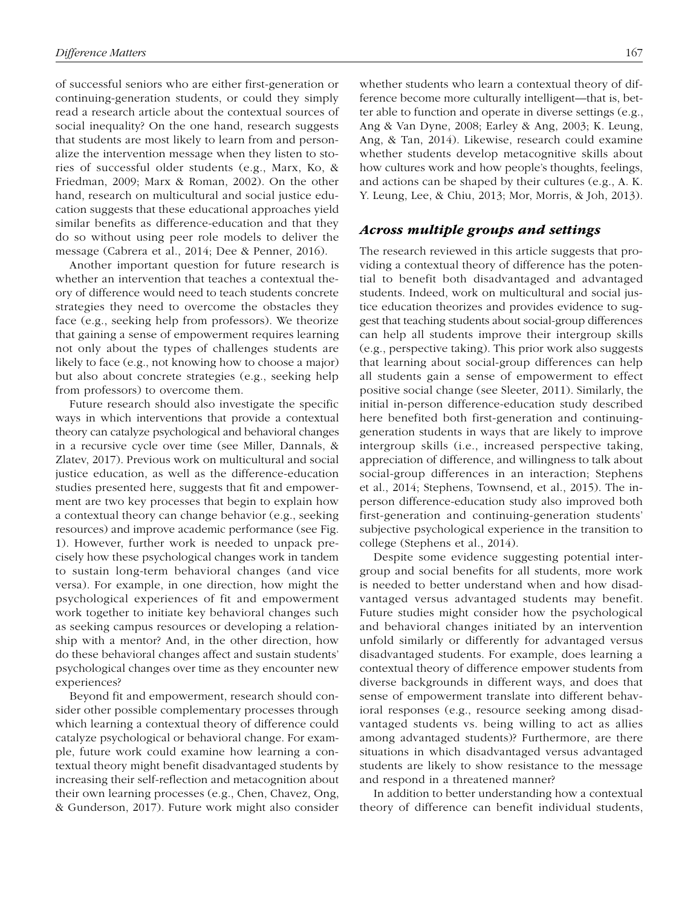of successful seniors who are either first-generation or continuing-generation students, or could they simply read a research article about the contextual sources of social inequality? On the one hand, research suggests that students are most likely to learn from and personalize the intervention message when they listen to stories of successful older students (e.g., Marx, Ko, & Friedman, 2009; Marx & Roman, 2002). On the other hand, research on multicultural and social justice education suggests that these educational approaches yield similar benefits as difference-education and that they do so without using peer role models to deliver the message (Cabrera et al., 2014; Dee & Penner, 2016).

Another important question for future research is whether an intervention that teaches a contextual theory of difference would need to teach students concrete strategies they need to overcome the obstacles they face (e.g., seeking help from professors). We theorize that gaining a sense of empowerment requires learning not only about the types of challenges students are likely to face (e.g., not knowing how to choose a major) but also about concrete strategies (e.g., seeking help from professors) to overcome them.

Future research should also investigate the specific ways in which interventions that provide a contextual theory can catalyze psychological and behavioral changes in a recursive cycle over time (see Miller, Dannals, & Zlatev, 2017). Previous work on multicultural and social justice education, as well as the difference-education studies presented here, suggests that fit and empowerment are two key processes that begin to explain how a contextual theory can change behavior (e.g., seeking resources) and improve academic performance (see Fig. 1). However, further work is needed to unpack precisely how these psychological changes work in tandem to sustain long-term behavioral changes (and vice versa). For example, in one direction, how might the psychological experiences of fit and empowerment work together to initiate key behavioral changes such as seeking campus resources or developing a relationship with a mentor? And, in the other direction, how do these behavioral changes affect and sustain students' psychological changes over time as they encounter new experiences?

Beyond fit and empowerment, research should consider other possible complementary processes through which learning a contextual theory of difference could catalyze psychological or behavioral change. For example, future work could examine how learning a contextual theory might benefit disadvantaged students by increasing their self-reflection and metacognition about their own learning processes (e.g., Chen, Chavez, Ong, & Gunderson, 2017). Future work might also consider whether students who learn a contextual theory of difference become more culturally intelligent—that is, better able to function and operate in diverse settings (e.g., Ang & Van Dyne, 2008; Earley & Ang, 2003; K. Leung, Ang, & Tan, 2014). Likewise, research could examine whether students develop metacognitive skills about how cultures work and how people's thoughts, feelings, and actions can be shaped by their cultures (e.g., A. K. Y. Leung, Lee, & Chiu, 2013; Mor, Morris, & Joh, 2013).

### *Across multiple groups and settings*

The research reviewed in this article suggests that providing a contextual theory of difference has the potential to benefit both disadvantaged and advantaged students. Indeed, work on multicultural and social justice education theorizes and provides evidence to suggest that teaching students about social-group differences can help all students improve their intergroup skills (e.g., perspective taking). This prior work also suggests that learning about social-group differences can help all students gain a sense of empowerment to effect positive social change (see Sleeter, 2011). Similarly, the initial in-person difference-education study described here benefited both first-generation and continuing-generation students in ways that are likely to improve intergroup skills (i.e., increased perspective taking, appreciation of difference, and willingness to talk about social-group differences in an interaction; Stephens et al., 2014; Stephens, Townsend, et al., 2015). The in-person difference-education study also improved both first-generation and continuing-generation students' subjective psychological experience in the transition to college (Stephens et al., 2014).

Despite some evidence suggesting potential intergroup and social benefits for all students, more work is needed to better understand when and how disadvantaged versus advantaged students may benefit. Future studies might consider how the psychological and behavioral changes initiated by an intervention unfold similarly or differently for advantaged versus disadvantaged students. For example, does learning a contextual theory of difference empower students from diverse backgrounds in different ways, and does that sense of empowerment translate into different behavioral responses (e.g., resource seeking among disadvantaged students vs. being willing to act as allies among advantaged students)? Furthermore, are there situations in which disadvantaged versus advantaged students are likely to show resistance to the message and respond in a threatened manner?

In addition to better understanding how a contextual theory of difference can benefit individual students,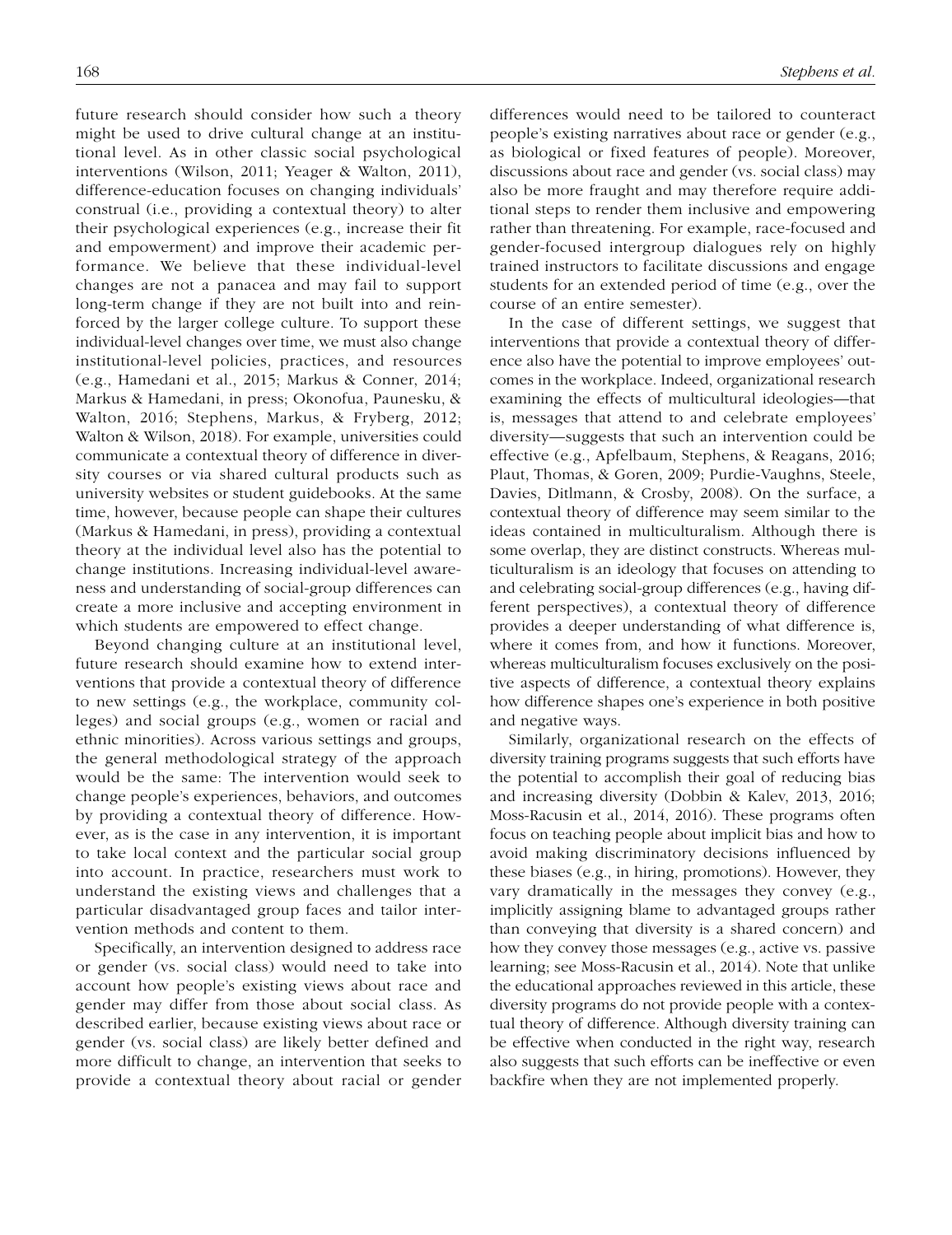future research should consider how such a theory might be used to drive cultural change at an institutional level. As in other classic social psychological interventions (Wilson, 2011; Yeager & Walton, 2011), difference-education focuses on changing individuals' construal (i.e., providing a contextual theory) to alter their psychological experiences (e.g., increase their fit and empowerment) and improve their academic performance. We believe that these individual-level changes are not a panacea and may fail to support long-term change if they are not built into and reinforced by the larger college culture. To support these individual-level changes over time, we must also change institutional-level policies, practices, and resources (e.g., Hamedani et al., 2015; Markus & Conner, 2014; Markus & Hamedani, in press; Okonofua, Paunesku, & Walton, 2016; Stephens, Markus, & Fryberg, 2012; Walton & Wilson, 2018). For example, universities could communicate a contextual theory of difference in diversity courses or via shared cultural products such as university websites or student guidebooks. At the same time, however, because people can shape their cultures (Markus & Hamedani, in press), providing a contextual theory at the individual level also has the potential to change institutions. Increasing individual-level awareness and understanding of social-group differences can create a more inclusive and accepting environment in which students are empowered to effect change.

Beyond changing culture at an institutional level, future research should examine how to extend interventions that provide a contextual theory of difference to new settings (e.g., the workplace, community colleges) and social groups (e.g., women or racial and ethnic minorities). Across various settings and groups, the general methodological strategy of the approach would be the same: The intervention would seek to change people's experiences, behaviors, and outcomes by providing a contextual theory of difference. However, as is the case in any intervention, it is important to take local context and the particular social group into account. In practice, researchers must work to understand the existing views and challenges that a particular disadvantaged group faces and tailor intervention methods and content to them.

Specifically, an intervention designed to address race or gender (vs. social class) would need to take into account how people's existing views about race and gender may differ from those about social class. As described earlier, because existing views about race or gender (vs. social class) are likely better defined and more difficult to change, an intervention that seeks to provide a contextual theory about racial or gender differences would need to be tailored to counteract people's existing narratives about race or gender (e.g., as biological or fixed features of people). Moreover, discussions about race and gender (vs. social class) may also be more fraught and may therefore require additional steps to render them inclusive and empowering rather than threatening. For example, race-focused and gender-focused intergroup dialogues rely on highly trained instructors to facilitate discussions and engage students for an extended period of time (e.g., over the course of an entire semester).

In the case of different settings, we suggest that interventions that provide a contextual theory of difference also have the potential to improve employees' outcomes in the workplace. Indeed, organizational research examining the effects of multicultural ideologies—that is, messages that attend to and celebrate employees' diversity—suggests that such an intervention could be effective (e.g., Apfelbaum, Stephens, & Reagans, 2016; Plaut, Thomas, & Goren, 2009; Purdie-Vaughns, Steele, Davies, Ditlmann, & Crosby, 2008). On the surface, a contextual theory of difference may seem similar to the ideas contained in multiculturalism. Although there is some overlap, they are distinct constructs. Whereas multiculturalism is an ideology that focuses on attending to and celebrating social-group differences (e.g., having different perspectives), a contextual theory of difference provides a deeper understanding of what difference is, where it comes from, and how it functions. Moreover, whereas multiculturalism focuses exclusively on the positive aspects of difference, a contextual theory explains how difference shapes one's experience in both positive and negative ways.

Similarly, organizational research on the effects of diversity training programs suggests that such efforts have the potential to accomplish their goal of reducing bias and increasing diversity (Dobbin & Kalev, 2013, 2016; Moss-Racusin et al., 2014, 2016). These programs often focus on teaching people about implicit bias and how to avoid making discriminatory decisions influenced by these biases (e.g., in hiring, promotions). However, they vary dramatically in the messages they convey (e.g., implicitly assigning blame to advantaged groups rather than conveying that diversity is a shared concern) and how they convey those messages (e.g., active vs. passive learning; see Moss-Racusin et al., 2014). Note that unlike the educational approaches reviewed in this article, these diversity programs do not provide people with a contextual theory of difference. Although diversity training can be effective when conducted in the right way, research also suggests that such efforts can be ineffective or even backfire when they are not implemented properly.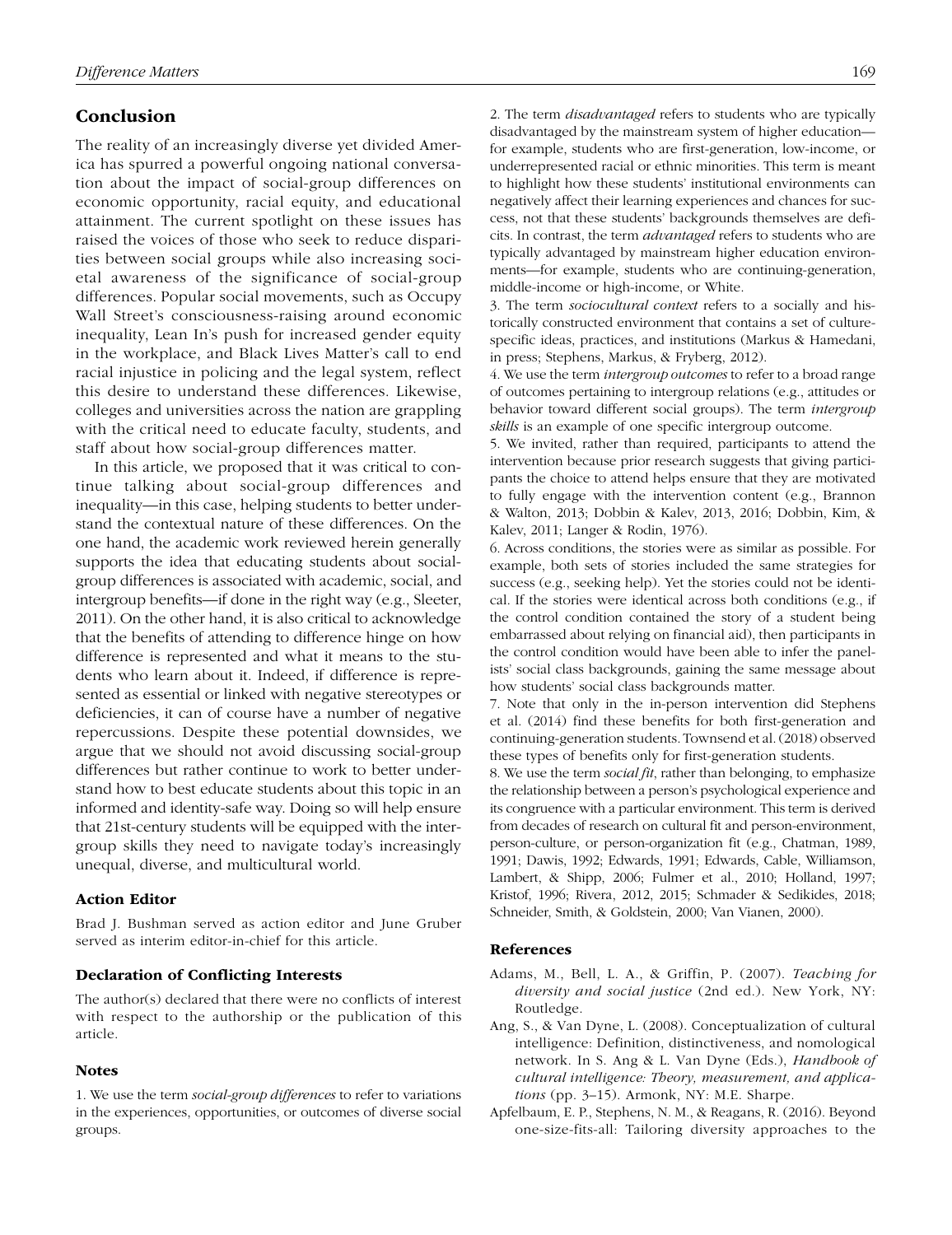## Conclusion

The reality of an increasingly diverse yet divided America has spurred a powerful ongoing national conversation about the impact of social-group differences on economic opportunity, racial equity, and educational attainment. The current spotlight on these issues has raised the voices of those who seek to reduce disparities between social groups while also increasing societal awareness of the significance of social-group differences. Popular social movements, such as Occupy Wall Street's consciousness-raising around economic inequality, Lean In's push for increased gender equity in the workplace, and Black Lives Matter's call to end racial injustice in policing and the legal system, reflect this desire to understand these differences. Likewise, colleges and universities across the nation are grappling with the critical need to educate faculty, students, and staff about how social-group differences matter.

In this article, we proposed that it was critical to continue talking about social-group differences and inequality—in this case, helping students to better understand the contextual nature of these differences. On the one hand, the academic work reviewed herein generally supports the idea that educating students about social-group differences is associated with academic, social, and intergroup benefits—if done in the right way (e.g., Sleeter, 2011). On the other hand, it is also critical to acknowledge that the benefits of attending to difference hinge on how difference is represented and what it means to the students who learn about it. Indeed, if difference is represented as essential or linked with negative stereotypes or deficiencies, it can of course have a number of negative repercussions. Despite these potential downsides, we argue that we should not avoid discussing social-group differences but rather continue to work to better understand how to best educate students about this topic in an informed and identity-safe way. Doing so will help ensure that 21st-century students will be equipped with the intergroup skills they need to navigate today's increasingly unequal, diverse, and multicultural world.

### Action Editor

Brad J. Bushman served as action editor and June Gruber served as interim editor-in-chief for this article.

### Declaration of Conflicting Interests

The author(s) declared that there were no conflicts of interest with respect to the authorship or the publication of this article.

### Notes

1. We use the term *social-group differences* to refer to variations in the experiences, opportunities, or outcomes of diverse social groups.

2. The term *disadvantaged* refers to students who are typically disadvantaged by the mainstream system of higher education—for example, students who are first-generation, low-income, or underrepresented racial or ethnic minorities. This term is meant to highlight how these students' institutional environments can negatively affect their learning experiences and chances for success, not that these students' backgrounds themselves are deficits. In contrast, the term *advantaged* refers to students who are typically advantaged by mainstream higher education environments—for example, students who are continuing-generation, middle-income or high-income, or White.

3. The term *sociocultural context* refers to a socially and historically constructed environment that contains a set of culture-specific ideas, practices, and institutions (Markus & Hamedani, in press; Stephens, Markus, & Fryberg, 2012).

4. We use the term *intergroup outcomes* to refer to a broad range of outcomes pertaining to intergroup relations (e.g., attitudes or behavior toward different social groups). The term *intergroup skills* is an example of one specific intergroup outcome.

5. We invited, rather than required, participants to attend the intervention because prior research suggests that giving participants the choice to attend helps ensure that they are motivated to fully engage with the intervention content (e.g., Brannon & Walton, 2013; Dobbin & Kalev, 2013, 2016; Dobbin, Kim, & Kalev, 2011; Langer & Rodin, 1976).

6. Across conditions, the stories were as similar as possible. For example, both sets of stories included the same strategies for success (e.g., seeking help). Yet the stories could not be identical. If the stories were identical across both conditions (e.g., if the control condition contained the story of a student being embarrassed about relying on financial aid), then participants in the control condition would have been able to infer the panelists' social class backgrounds, gaining the same message about how students' social class backgrounds matter.

7. Note that only in the in-person intervention did Stephens et al. (2014) find these benefits for both first-generation and continuing-generation students. Townsend et al. (2018) observed these types of benefits only for first-generation students.

8. We use the term *social fit*, rather than belonging, to emphasize the relationship between a person's psychological experience and its congruence with a particular environment. This term is derived from decades of research on cultural fit and person-environment, person-culture, or person-organization fit (e.g., Chatman, 1989, 1991; Dawis, 1992; Edwards, 1991; Edwards, Cable, Williamson, Lambert, & Shipp, 2006; Fulmer et al., 2010; Holland, 1997; Kristof, 1996; Rivera, 2012, 2015; Schmader & Sedikides, 2018; Schneider, Smith, & Goldstein, 2000; Van Vianen, 2000).

### References

Adams, M., Bell, L. A., & Griffin, P. (2007). *Teaching for diversity and social justice* (2nd ed.). New York, NY: Routledge.

Ang, S., & Van Dyne, L. (2008). Conceptualization of cultural intelligence: Definition, distinctiveness, and nomological network. In S. Ang & L. Van Dyne (Eds.), *Handbook of cultural intelligence: Theory, measurement, and applications* (pp. 3–15). Armonk, NY: M.E. Sharpe.

Apfelbaum, E. P., Stephens, N. M., & Reagans, R. (2016). Beyond one-size-fits-all: Tailoring diversity approaches to the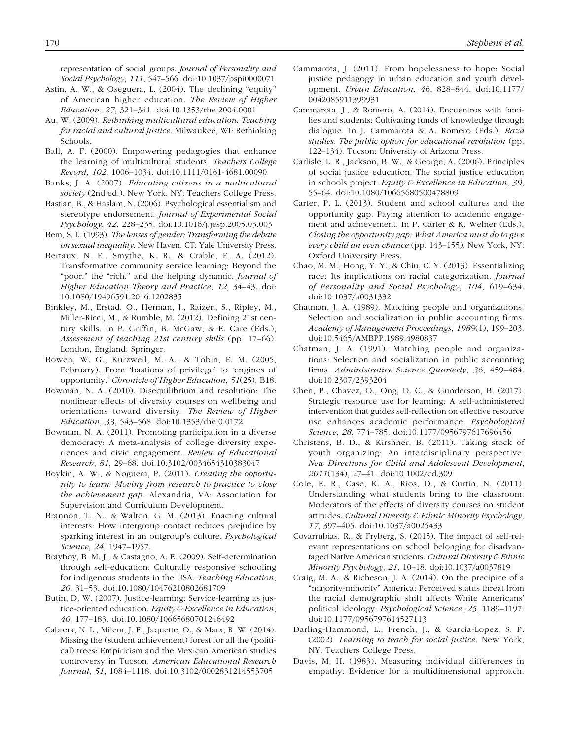representation of social groups. *Journal of Personality and Social Psychology, 111*, 547–566. doi:10.1037/pspi0000071

Astin, A. W., & Oseguera, L. (2004). The declining "equity" of American higher education. *The Review of Higher Education*, *27*, 321–341. doi:10.1353/rhe.2004.0001

Au, W. (2009). *Rethinking multicultural education: Teaching for racial and cultural justice.* Milwaukee, WI: Rethinking Schools.

Ball, A. F. (2000). Empowering pedagogies that enhance the learning of multicultural students. *Teachers College Record*, *102*, 1006–1034. doi:10.1111/0161-4681.00090

Banks, J. A. (2007). *Educating citizens in a multicultural society* (2nd ed.). New York, NY: Teachers College Press.

Bastian, B., & Haslam, N. (2006). Psychological essentialism and stereotype endorsement. *Journal of Experimental Social Psychology*, *42*, 228–235. doi:10.1016/j.jesp.2005.03.003

Bem, S. L. (1993). *The lenses of gender: Transforming the debate on sexual inequality.* New Haven, CT: Yale University Press.

Bertaux, N. E., Smythe, K. R., & Crable, E. A. (2012). Transformative community service learning: Beyond the "poor," the "rich," and the helping dynamic. *Journal of Higher Education Theory and Practice*, *12*, 34–43. doi:10.1080/19496591.2016.1202835

Binkley, M., Erstad, O., Herman, J., Raizen, S., Ripley, M., Miller-Ricci, M., & Rumble, M. (2012). Defining 21st century skills. In P. Griffin, B. McGaw, & E. Care (Eds.), *Assessment of teaching 21st century skills* (pp. 17–66). London, England: Springer.

Bowen, W. G., Kurzweil, M. A., & Tobin, E. M. (2005, February). From 'bastions of privilege' to 'engines of opportunity.' *Chronicle of Higher Education*, *51*(25), B18.

Bowman, N. A. (2010). Disequilibrium and resolution: The nonlinear effects of diversity courses on wellbeing and orientations toward diversity. *The Review of Higher Education*, *33*, 543–568. doi:10.1353/rhe.0.0172

Bowman, N. A. (2011). Promoting participation in a diverse democracy: A meta-analysis of college diversity experiences and civic engagement. *Review of Educational Research*, *81*, 29–68. doi:10.3102/0034654310383047

Boykin, A. W., & Noguera, P. (2011). *Creating the opportunity to learn: Moving from research to practice to close the achievement gap.* Alexandria, VA: Association for Supervision and Curriculum Development.

Brannon, T. N., & Walton, G. M. (2013). Enacting cultural interests: How intergroup contact reduces prejudice by sparking interest in an outgroup's culture. *Psychological Science*, *24*, 1947–1957.

Brayboy, B. M. J., & Castagno, A. E. (2009). Self-determination through self-education: Culturally responsive schooling for indigenous students in the USA. *Teaching Education*, *20*, 31–53. doi:10.1080/10476210802681709

Butin, D. W. (2007). Justice-learning: Service-learning as justice-oriented education. *Equity & Excellence in Education*, *40*, 177–183. doi:10.1080/10665680701246492

Cabrera, N. L., Milem, J. F., Jaquette, O., & Marx, R. W. (2014). Missing the (student achievement) forest for all the (political) trees: Empiricism and the Mexican American studies controversy in Tucson. *American Educational Research Journal*, *51*, 1084–1118. doi:10.3102/0002831214553705

Cammarota, J. (2011). From hopelessness to hope: Social justice pedagogy in urban education and youth development. *Urban Education*, *46*, 828–844. doi:10.1177/0042085911399931

Cammarota, J., & Romero, A. (2014). Encuentros with families and students: Cultivating funds of knowledge through dialogue. In J. Cammarota & A. Romero (Eds.), *Raza studies: The public option for educational revolution* (pp. 122–134). Tucson: University of Arizona Press.

Carlisle, L. R., Jackson, B. W., & George, A. (2006). Principles of social justice education: The social justice education in schools project. *Equity & Excellence in Education*, *39*, 55–64. doi:10.1080/10665680500478809

Carter, P. L. (2013). Student and school cultures and the opportunity gap: Paying attention to academic engagement and achievement. In P. Carter & K. Welner (Eds.), *Closing the opportunity gap: What America must do to give every child an even chance* (pp. 143–155). New York, NY: Oxford University Press.

Chao, M. M., Hong, Y. Y., & Chiu, C. Y. (2013). Essentializing race: Its implications on racial categorization. *Journal of Personality and Social Psychology*, *104*, 619–634. doi:10.1037/a0031332

Chatman, J. A. (1989). Matching people and organizations: Selection and socialization in public accounting firms. *Academy of Management Proceedings*, *1989*(1), 199–203. doi:10.5465/AMBPP.1989.4980837

Chatman, J. A. (1991). Matching people and organizations: Selection and socialization in public accounting firms. *Administrative Science Quarterly*, *36*, 459–484. doi:10.2307/2393204

Chen, P., Chavez, O., Ong, D. C., & Gunderson, B. (2017). Strategic resource use for learning: A self-administered intervention that guides self-reflection on effective resource use enhances academic performance. *Psychological Science*, *28*, 774–785. doi:10.1177/0956797617696456

Christens, B. D., & Kirshner, B. (2011). Taking stock of youth organizing: An interdisciplinary perspective. *New Directions for Child and Adolescent Development*, *2011*(134), 27–41. doi:10.1002/cd.309

Cole, E. R., Case, K. A., Rios, D., & Curtin, N. (2011). Understanding what students bring to the classroom: Moderators of the effects of diversity courses on student attitudes. *Cultural Diversity & Ethnic Minority Psychology*, *17*, 397–405. doi:10.1037/a0025433

Covarrubias, R., & Fryberg, S. (2015). The impact of self-relevant representations on school belonging for disadvantaged Native American students. *Cultural Diversity & Ethnic Minority Psychology*, *21*, 10–18. doi:10.1037/a0037819

Craig, M. A., & Richeson, J. A. (2014). On the precipice of a "majority-minority" America: Perceived status threat from the racial demographic shift affects White Americans' political ideology. *Psychological Science*, *25*, 1189–1197. doi:10.1177/0956797614527113

Darling-Hammond, L., French, J., & Garcia-Lopez, S. P. (2002). *Learning to teach for social justice.* New York, NY: Teachers College Press.

Davis, M. H. (1983). Measuring individual differences in empathy: Evidence for a multidimensional approach.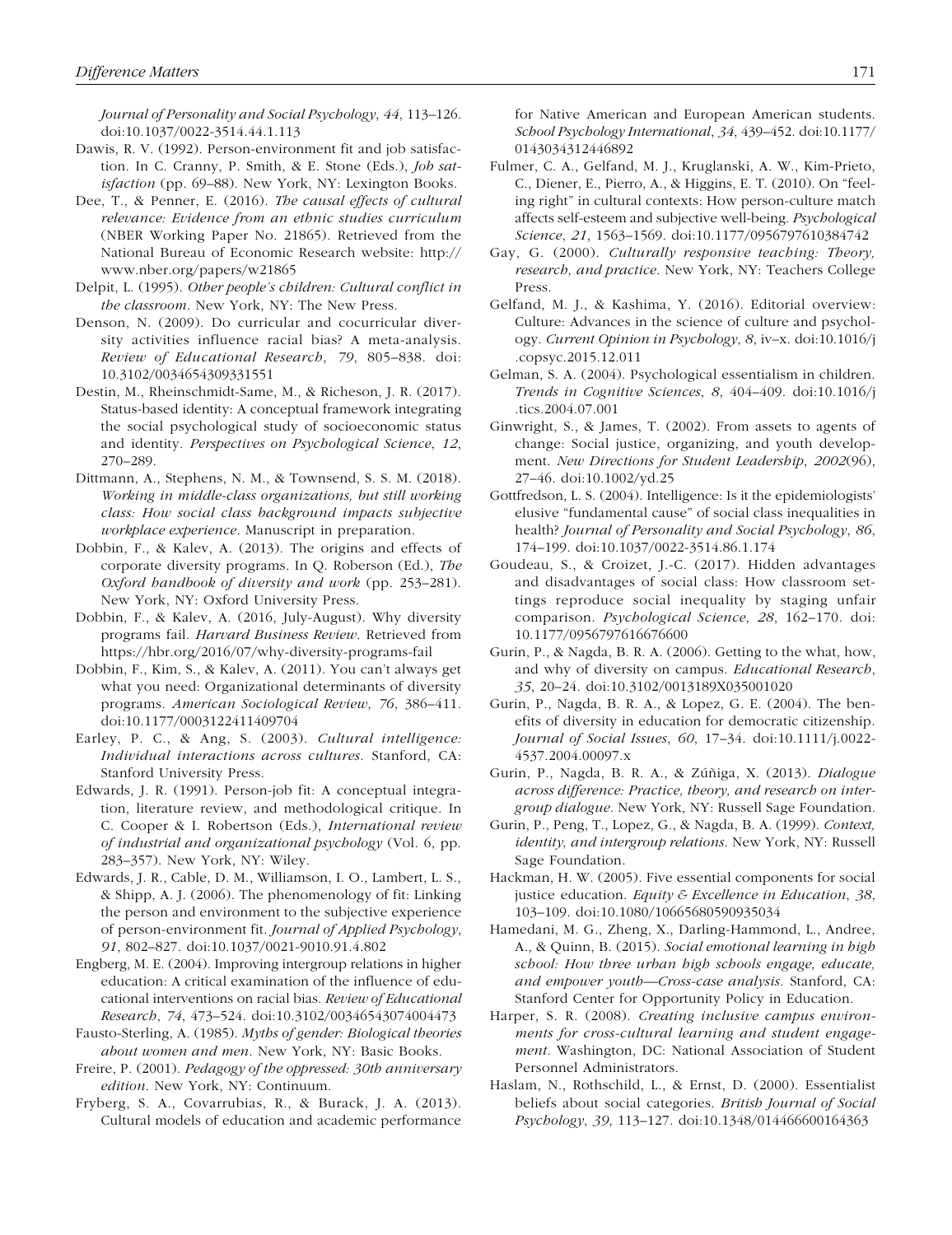*Journal of Personality and Social Psychology*, *44*, 113–126. doi:10.1037/0022-3514.44.1.113

Dawis, R. V. (1992). Person-environment fit and job satisfaction. In C. Cranny, P. Smith, & E. Stone (Eds.), *Job satisfaction* (pp. 69–88). New York, NY: Lexington Books.

Dee, T., & Penner, E. (2016). *The causal effects of cultural relevance: Evidence from an ethnic studies curriculum* (NBER Working Paper No. 21865). Retrieved from the National Bureau of Economic Research website: http://www.nber.org/papers/w21865

Delpit, L. (1995). *Other people's children: Cultural conflict in the classroom*. New York, NY: The New Press.

Denson, N. (2009). Do curricular and cocurricular diversity activities influence racial bias? A meta-analysis. *Review of Educational Research*, *79*, 805–838. doi:10.3102/0034654309331551

Destin, M., Rheinschmidt-Same, M., & Richeson, J. R. (2017). Status-based identity: A conceptual framework integrating the social psychological study of socioeconomic status and identity. *Perspectives on Psychological Science*, *12*, 270–289.

Dittmann, A., Stephens, N. M., & Townsend, S. S. M. (2018). *Working in middle-class organizations, but still working class: How social class background impacts subjective workplace experience*. Manuscript in preparation.

Dobbin, F., & Kalev, A. (2013). The origins and effects of corporate diversity programs. In Q. Roberson (Ed.), *The Oxford handbook of diversity and work* (pp. 253–281). New York, NY: Oxford University Press.

Dobbin, F., & Kalev, A. (2016, July-August). Why diversity programs fail. *Harvard Business Review*. Retrieved from https://hbr.org/2016/07/why-diversity-programs-fail

Dobbin, F., Kim, S., & Kalev, A. (2011). You can't always get what you need: Organizational determinants of diversity programs. *American Sociological Review*, *76*, 386–411. doi:10.1177/0003122411409704

Earley, P. C., & Ang, S. (2003). *Cultural intelligence: Individual interactions across cultures*. Stanford, CA: Stanford University Press.

Edwards, J. R. (1991). Person-job fit: A conceptual integration, literature review, and methodological critique. In C. Cooper & I. Robertson (Eds.), *International review of industrial and organizational psychology* (Vol. 6, pp. 283–357). New York, NY: Wiley.

Edwards, J. R., Cable, D. M., Williamson, I. O., Lambert, L. S., & Shipp, A. J. (2006). The phenomenology of fit: Linking the person and environment to the subjective experience of person-environment fit. *Journal of Applied Psychology*, *91*, 802–827. doi:10.1037/0021-9010.91.4.802

Engberg, M. E. (2004). Improving intergroup relations in higher education: A critical examination of the influence of educational interventions on racial bias. *Review of Educational Research*, *74*, 473–524. doi:10.3102/00346543074004473

Fausto-Sterling, A. (1985). *Myths of gender: Biological theories about women and men*. New York, NY: Basic Books.

Freire, P. (2001). *Pedagogy of the oppressed: 30th anniversary edition*. New York, NY: Continuum.

Fryberg, S. A., Covarrubias, R., & Burack, J. A. (2013). Cultural models of education and academic performance for Native American and European American students. *School Psychology International*, *34*, 439–452. doi:10.1177/0143034312446892

Fulmer, C. A., Gelfand, M. J., Kruglanski, A. W., Kim-Prieto, C., Diener, E., Pierro, A., & Higgins, E. T. (2010). On "feeling right" in cultural contexts: How person-culture match affects self-esteem and subjective well-being. *Psychological Science*, *21*, 1563–1569. doi:10.1177/0956797610384742

Gay, G. (2000). *Culturally responsive teaching: Theory, research, and practice*. New York, NY: Teachers College Press.

Gelfand, M. J., & Kashima, Y. (2016). Editorial overview: Culture: Advances in the science of culture and psychology. *Current Opinion in Psychology*, *8*, iv–x. doi:10.1016/j.copsyc.2015.12.011

Gelman, S. A. (2004). Psychological essentialism in children. *Trends in Cognitive Sciences*, *8*, 404–409. doi:10.1016/j.tics.2004.07.001

Ginwright, S., & James, T. (2002). From assets to agents of change: Social justice, organizing, and youth development. *New Directions for Student Leadership*, *2002*(96), 27–46. doi:10.1002/yd.25

Gottfredson, L. S. (2004). Intelligence: Is it the epidemiologists' elusive "fundamental cause" of social class inequalities in health? *Journal of Personality and Social Psychology*, *86*, 174–199. doi:10.1037/0022-3514.86.1.174

Goudeau, S., & Croizet, J.-C. (2017). Hidden advantages and disadvantages of social class: How classroom settings reproduce social inequality by staging unfair comparison. *Psychological Science*, *28*, 162–170. doi:10.1177/0956797616676600

Gurin, P., & Nagda, B. R. A. (2006). Getting to the what, how, and why of diversity on campus. *Educational Research*, *35*, 20–24. doi:10.3102/0013189X035001020

Gurin, P., Nagda, B. R. A., & Lopez, G. E. (2004). The benefits of diversity in education for democratic citizenship. *Journal of Social Issues*, *60*, 17–34. doi:10.1111/j.0022-4537.2004.00097.x

Gurin, P., Nagda, B. R. A., & Zúñiga, X. (2013). *Dialogue across difference: Practice, theory, and research on intergroup dialogue*. New York, NY: Russell Sage Foundation.

Gurin, P., Peng, T., Lopez, G., & Nagda, B. A. (1999). *Context, identity, and intergroup relations*. New York, NY: Russell Sage Foundation.

Hackman, H. W. (2005). Five essential components for social justice education. *Equity & Excellence in Education*, *38*, 103–109. doi:10.1080/10665680590935034

Hamedani, M. G., Zheng, X., Darling-Hammond, L., Andree, A., & Quinn, B. (2015). *Social emotional learning in high school: How three urban high schools engage, educate, and empower youth—Cross-case analysis*. Stanford, CA: Stanford Center for Opportunity Policy in Education.

Harper, S. R. (2008). *Creating inclusive campus environments for cross-cultural learning and student engagement*. Washington, DC: National Association of Student Personnel Administrators.

Haslam, N., Rothschild, L., & Ernst, D. (2000). Essentialist beliefs about social categories. *British Journal of Social Psychology*, *39*, 113–127. doi:10.1348/014466600164363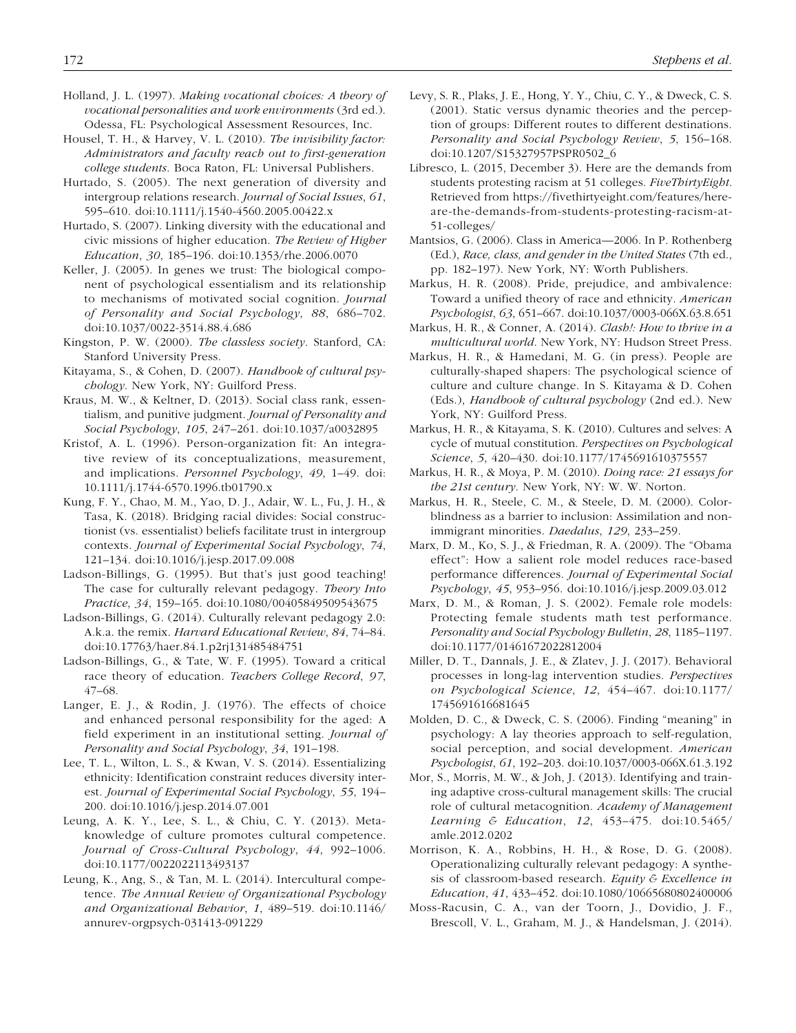Holland, J. L. (1997). *Making vocational choices: A theory of vocational personalities and work environments* (3rd ed.). Odessa, FL: Psychological Assessment Resources, Inc.

Housel, T. H., & Harvey, V. L. (2010). *The invisibility factor: Administrators and faculty reach out to first-generation college students*. Boca Raton, FL: Universal Publishers.

Hurtado, S. (2005). The next generation of diversity and intergroup relations research. *Journal of Social Issues*, *61*, 595–610. doi:10.1111/j.1540-4560.2005.00422.x

Hurtado, S. (2007). Linking diversity with the educational and civic missions of higher education. *The Review of Higher Education*, *30*, 185–196. doi:10.1353/rhe.2006.0070

Keller, J. (2005). In genes we trust: The biological component of psychological essentialism and its relationship to mechanisms of motivated social cognition. *Journal of Personality and Social Psychology*, *88*, 686–702. doi:10.1037/0022-3514.88.4.686

Kingston, P. W. (2000). *The classless society*. Stanford, CA: Stanford University Press.

Kitayama, S., & Cohen, D. (2007). *Handbook of cultural psychology*. New York, NY: Guilford Press.

Kraus, M. W., & Keltner, D. (2013). Social class rank, essentialism, and punitive judgment. *Journal of Personality and Social Psychology*, *105*, 247–261. doi:10.1037/a0032895

Kristof, A. L. (1996). Person-organization fit: An integrative review of its conceptualizations, measurement, and implications. *Personnel Psychology*, *49*, 1–49. doi:10.1111/j.1744-6570.1996.tb01790.x

Kung, F. Y., Chao, M. M., Yao, D. J., Adair, W. L., Fu, J. H., & Tasa, K. (2018). Bridging racial divides: Social constructionist (vs. essentialist) beliefs facilitate trust in intergroup contexts. *Journal of Experimental Social Psychology*, *74*, 121–134. doi:10.1016/j.jesp.2017.09.008

Ladson-Billings, G. (1995). But that's just good teaching! The case for culturally relevant pedagogy. *Theory Into Practice*, *34*, 159–165. doi:10.1080/00405849509543675

Ladson-Billings, G. (2014). Culturally relevant pedagogy 2.0: A.k.a. the remix. *Harvard Educational Review*, *84*, 74–84. doi:10.17763/haer.84.1.p2rj131485484751

Ladson-Billings, G., & Tate, W. F. (1995). Toward a critical race theory of education. *Teachers College Record*, *97*, 47–68.

Langer, E. J., & Rodin, J. (1976). The effects of choice and enhanced personal responsibility for the aged: A field experiment in an institutional setting. *Journal of Personality and Social Psychology*, *34*, 191–198.

Lee, T. L., Wilton, L. S., & Kwan, V. S. (2014). Essentializing ethnicity: Identification constraint reduces diversity interest. *Journal of Experimental Social Psychology*, *55*, 194–200. doi:10.1016/j.jesp.2014.07.001

Leung, A. K. Y., Lee, S. L., & Chiu, C. Y. (2013). Meta-knowledge of culture promotes cultural competence. *Journal of Cross-Cultural Psychology*, *44*, 992–1006. doi:10.1177/0022022113493137

Leung, K., Ang, S., & Tan, M. L. (2014). Intercultural competence. *The Annual Review of Organizational Psychology and Organizational Behavior*, *1*, 489–519. doi:10.1146/annurev-orgpsych-031413-091229

Levy, S. R., Plaks, J. E., Hong, Y. Y., Chiu, C. Y., & Dweck, C. S. (2001). Static versus dynamic theories and the perception of groups: Different routes to different destinations. *Personality and Social Psychology Review*, *5*, 156–168. doi:10.1207/S15327957PSPR0502_6

Libresco, L. (2015, December 3). Here are the demands from students protesting racism at 51 colleges. *FiveThirtyEight*. Retrieved from https://fivethirtyeight.com/features/here-are-the-demands-from-students-protesting-racism-at-51-colleges/

Mantsios, G. (2006). Class in America—2006. In P. Rothenberg (Ed.), *Race, class, and gender in the United States* (7th ed., pp. 182–197). New York, NY: Worth Publishers.

Markus, H. R. (2008). Pride, prejudice, and ambivalence: Toward a unified theory of race and ethnicity. *American Psychologist*, *63*, 651–667. doi:10.1037/0003-066X.63.8.651

Markus, H. R., & Conner, A. (2014). *Clash!: How to thrive in a multicultural world*. New York, NY: Hudson Street Press.

Markus, H. R., & Hamedani, M. G. (in press). People are culturally-shaped shapers: The psychological science of culture and culture change. In S. Kitayama & D. Cohen (Eds.), *Handbook of cultural psychology* (2nd ed.). New York, NY: Guilford Press.

Markus, H. R., & Kitayama, S. K. (2010). Cultures and selves: A cycle of mutual constitution. *Perspectives on Psychological Science*, *5*, 420–430. doi:10.1177/1745691610375557

Markus, H. R., & Moya, P. M. (2010). *Doing race: 21 essays for the 21st century*. New York, NY: W. W. Norton.

Markus, H. R., Steele, C. M., & Steele, D. M. (2000). Colorblindness as a barrier to inclusion: Assimilation and nonimmigrant minorities. *Daedalus*, *129*, 233–259.

Marx, D. M., Ko, S. J., & Friedman, R. A. (2009). The "Obama effect": How a salient role model reduces race-based performance differences. *Journal of Experimental Social Psychology*, *45*, 953–956. doi:10.1016/j.jesp.2009.03.012

Marx, D. M., & Roman, J. S. (2002). Female role models: Protecting female students math test performance. *Personality and Social Psychology Bulletin*, *28*, 1185–1197. doi:10.1177/01461672022812004

Miller, D. T., Dannals, J. E., & Zlatev, J. J. (2017). Behavioral processes in long-lag intervention studies. *Perspectives on Psychological Science*, *12*, 454–467. doi:10.1177/1745691616681645

Molden, D. C., & Dweck, C. S. (2006). Finding "meaning" in psychology: A lay theories approach to self-regulation, social perception, and social development. *American Psychologist*, *61*, 192–203. doi:10.1037/0003-066X.61.3.192

Mor, S., Morris, M. W., & Joh, J. (2013). Identifying and training adaptive cross-cultural management skills: The crucial role of cultural metacognition. *Academy of Management Learning & Education*, *12*, 453–475. doi:10.5465/amle.2012.0202

Morrison, K. A., Robbins, H. H., & Rose, D. G. (2008). Operationalizing culturally relevant pedagogy: A synthesis of classroom-based research. *Equity & Excellence in Education*, *41*, 433–452. doi:10.1080/10665680802400006

Moss-Racusin, C. A., van der Toorn, J., Dovidio, J. F., Brescoll, V. L., Graham, M. J., & Handelsman, J. (2014).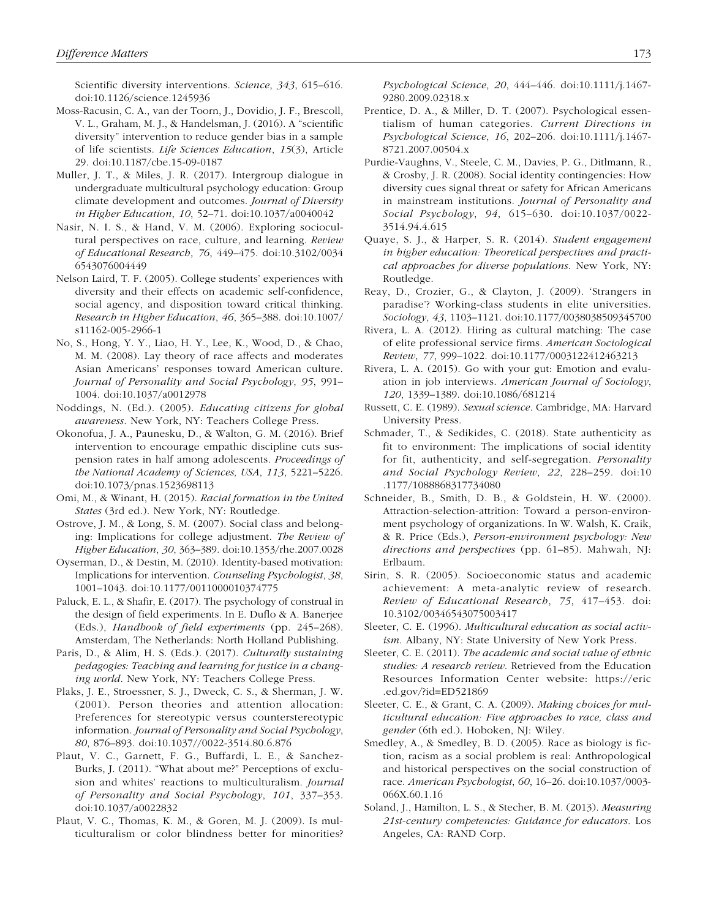Scientific diversity interventions. *Science*, *343*, 615–616. doi:10.1126/science.1245936

Moss-Racusin, C. A., van der Toorn, J., Dovidio, J. F., Brescoll, V. L., Graham, M. J., & Handelsman, J. (2016). A "scientific diversity" intervention to reduce gender bias in a sample of life scientists. *Life Sciences Education*, *15*(3), Article 29. doi:10.1187/cbe.15-09-0187

Muller, J. T., & Miles, J. R. (2017). Intergroup dialogue in undergraduate multicultural psychology education: Group climate development and outcomes. *Journal of Diversity in Higher Education*, *10*, 52–71. doi:10.1037/a0040042

Nasir, N. I. S., & Hand, V. M. (2006). Exploring sociocultural perspectives on race, culture, and learning. *Review of Educational Research*, *76*, 449–475. doi:10.3102/00346543076004449

Nelson Laird, T. F. (2005). College students' experiences with diversity and their effects on academic self-confidence, social agency, and disposition toward critical thinking. *Research in Higher Education*, *46*, 365–388. doi:10.1007/s11162-005-2966-1

No, S., Hong, Y. Y., Liao, H. Y., Lee, K., Wood, D., & Chao, M. M. (2008). Lay theory of race affects and moderates Asian Americans' responses toward American culture. *Journal of Personality and Social Psychology*, *95*, 991–1004. doi:10.1037/a0012978

Noddings, N. (Ed.). (2005). *Educating citizens for global awareness*. New York, NY: Teachers College Press.

Okonofua, J. A., Paunesku, D., & Walton, G. M. (2016). Brief intervention to encourage empathic discipline cuts suspension rates in half among adolescents. *Proceedings of the National Academy of Sciences, USA*, *113*, 5221–5226. doi:10.1073/pnas.1523698113

Omi, M., & Winant, H. (2015). *Racial formation in the United States* (3rd ed.). New York, NY: Routledge.

Ostrove, J. M., & Long, S. M. (2007). Social class and belonging: Implications for college adjustment. *The Review of Higher Education*, *30*, 363–389. doi:10.1353/rhe.2007.0028

Oyserman, D., & Destin, M. (2010). Identity-based motivation: Implications for intervention. *Counseling Psychologist*, *38*, 1001–1043. doi:10.1177/0011000010374775

Paluck, E. L., & Shafir, E. (2017). The psychology of construal in the design of field experiments. In E. Duflo & A. Banerjee (Eds.), *Handbook of field experiments* (pp. 245–268). Amsterdam, The Netherlands: North Holland Publishing.

Paris, D., & Alim, H. S. (Eds.). (2017). *Culturally sustaining pedagogies: Teaching and learning for justice in a changing world*. New York, NY: Teachers College Press.

Plaks, J. E., Stroessner, S. J., Dweck, C. S., & Sherman, J. W. (2001). Person theories and attention allocation: Preferences for stereotypic versus counterstereotypic information. *Journal of Personality and Social Psychology*, *80*, 876–893. doi:10.1037//0022-3514.80.6.876

Plaut, V. C., Garnett, F. G., Buffardi, L. E., & Sanchez-Burks, J. (2011). "What about me?" Perceptions of exclusion and whites' reactions to multiculturalism. *Journal of Personality and Social Psychology*, *101*, 337–353. doi:10.1037/a0022832

Plaut, V. C., Thomas, K. M., & Goren, M. J. (2009). Is multiculturalism or color blindness better for minorities? *Psychological Science*, *20*, 444–446. doi:10.1111/j.1467-9280.2009.02318.x

Prentice, D. A., & Miller, D. T. (2007). Psychological essentialism of human categories. *Current Directions in Psychological Science*, *16*, 202–206. doi:10.1111/j.1467-8721.2007.00504.x

Purdie-Vaughns, V., Steele, C. M., Davies, P. G., Ditlmann, R., & Crosby, J. R. (2008). Social identity contingencies: How diversity cues signal threat or safety for African Americans in mainstream institutions. *Journal of Personality and Social Psychology*, *94*, 615–630. doi:10.1037/0022-3514.94.4.615

Quaye, S. J., & Harper, S. R. (2014). *Student engagement in higher education: Theoretical perspectives and practical approaches for diverse populations*. New York, NY: Routledge.

Reay, D., Crozier, G., & Clayton, J. (2009). 'Strangers in paradise'? Working-class students in elite universities. *Sociology*, *43*, 1103–1121. doi:10.1177/0038038509345700

Rivera, L. A. (2012). Hiring as cultural matching: The case of elite professional service firms. *American Sociological Review*, *77*, 999–1022. doi:10.1177/0003122412463213

Rivera, L. A. (2015). Go with your gut: Emotion and evaluation in job interviews. *American Journal of Sociology*, *120*, 1339–1389. doi:10.1086/681214

Russett, C. E. (1989). *Sexual science*. Cambridge, MA: Harvard University Press.

Schmader, T., & Sedikides, C. (2018). State authenticity as fit to environment: The implications of social identity for fit, authenticity, and self-segregation. *Personality and Social Psychology Review*, *22*, 228–259. doi:10.1177/1088868317734080

Schneider, B., Smith, D. B., & Goldstein, H. W. (2000). Attraction-selection-attrition: Toward a person-environment psychology of organizations. In W. Walsh, K. Craik, & R. Price (Eds.), *Person-environment psychology: New directions and perspectives* (pp. 61–85). Mahwah, NJ: Erlbaum.

Sirin, S. R. (2005). Socioeconomic status and academic achievement: A meta-analytic review of research. *Review of Educational Research*, *75*, 417–453. doi:10.3102/00346543075003417

Sleeter, C. E. (1996). *Multicultural education as social activism*. Albany, NY: State University of New York Press.

Sleeter, C. E. (2011). *The academic and social value of ethnic studies: A research review*. Retrieved from the Education Resources Information Center website: https://eric.ed.gov/?id=ED521869

Sleeter, C. E., & Grant, C. A. (2009). *Making choices for multicultural education: Five approaches to race, class and gender* (6th ed.). Hoboken, NJ: Wiley.

Smedley, A., & Smedley, B. D. (2005). Race as biology is fiction, racism as a social problem is real: Anthropological and historical perspectives on the social construction of race. *American Psychologist*, *60*, 16–26. doi:10.1037/0003-066X.60.1.16

Soland, J., Hamilton, L. S., & Stecher, B. M. (2013). *Measuring 21st-century competencies: Guidance for educators*. Los Angeles, CA: RAND Corp.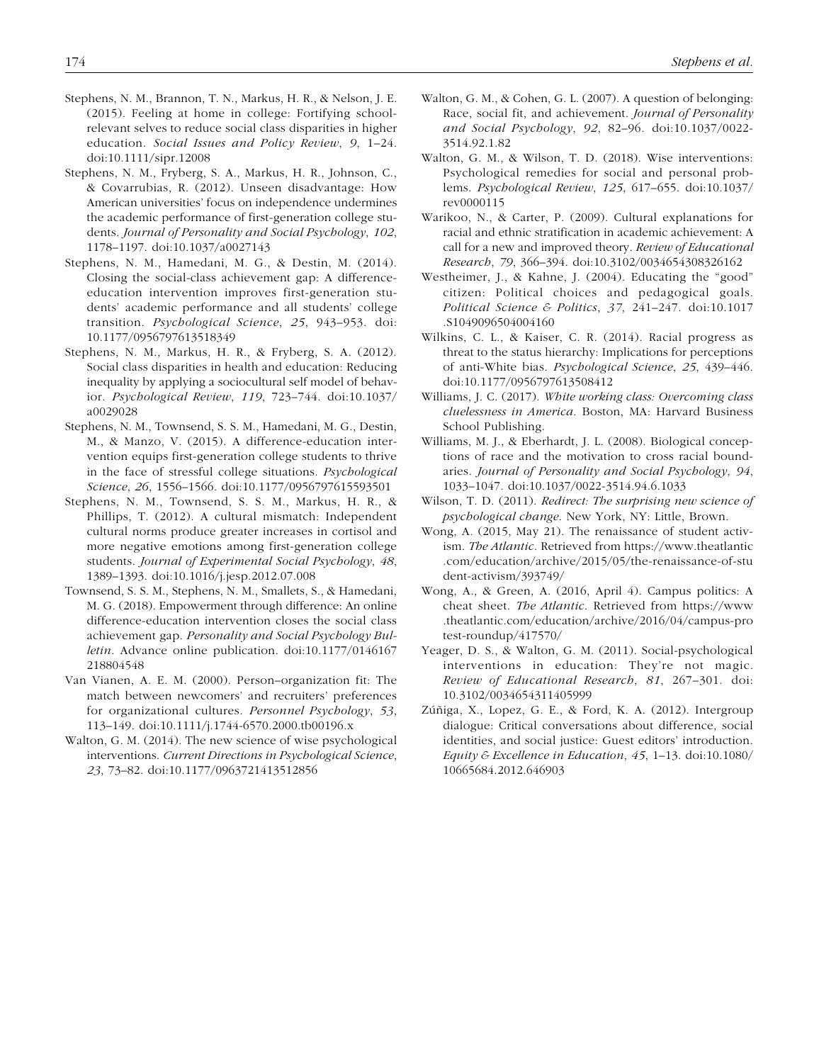Stephens, N. M., Brannon, T. N., Markus, H. R., & Nelson, J. E. (2015). Feeling at home in college: Fortifying school-relevant selves to reduce social class disparities in higher education. *Social Issues and Policy Review*, *9*, 1–24. doi:10.1111/sipr.12008

Stephens, N. M., Fryberg, S. A., Markus, H. R., Johnson, C., & Covarrubias, R. (2012). Unseen disadvantage: How American universities' focus on independence undermines the academic performance of first-generation college students. *Journal of Personality and Social Psychology*, *102*, 1178–1197. doi:10.1037/a0027143

Stephens, N. M., Hamedani, M. G., & Destin, M. (2014). Closing the social-class achievement gap: A difference-education intervention improves first-generation students' academic performance and all students' college transition. *Psychological Science*, *25*, 943–953. doi:10.1177/0956797613518349

Stephens, N. M., Markus, H. R., & Fryberg, S. A. (2012). Social class disparities in health and education: Reducing inequality by applying a sociocultural self model of behavior. *Psychological Review*, *119*, 723–744. doi:10.1037/a0029028

Stephens, N. M., Townsend, S. S. M., Hamedani, M. G., Destin, M., & Manzo, V. (2015). A difference-education intervention equips first-generation college students to thrive in the face of stressful college situations. *Psychological Science*, *26*, 1556–1566. doi:10.1177/0956797615593501

Stephens, N. M., Townsend, S. S. M., Markus, H. R., & Phillips, T. (2012). A cultural mismatch: Independent cultural norms produce greater increases in cortisol and more negative emotions among first-generation college students. *Journal of Experimental Social Psychology*, *48*, 1389–1393. doi:10.1016/j.jesp.2012.07.008

Townsend, S. S. M., Stephens, N. M., Smallets, S., & Hamedani, M. G. (2018). Empowerment through difference: An online difference-education intervention closes the social class achievement gap. *Personality and Social Psychology Bulletin*. Advance online publication. doi:10.1177/0146167218804548

Van Vianen, A. E. M. (2000). Person–organization fit: The match between newcomers' and recruiters' preferences for organizational cultures. *Personnel Psychology*, *53*, 113–149. doi:10.1111/j.1744-6570.2000.tb00196.x

Walton, G. M. (2014). The new science of wise psychological interventions. *Current Directions in Psychological Science*, *23*, 73–82. doi:10.1177/0963721413512856

Walton, G. M., & Cohen, G. L. (2007). A question of belonging: Race, social fit, and achievement. *Journal of Personality and Social Psychology*, *92*, 82–96. doi:10.1037/0022-3514.92.1.82

Walton, G. M., & Wilson, T. D. (2018). Wise interventions: Psychological remedies for social and personal problems. *Psychological Review*, *125*, 617–655. doi:10.1037/rev0000115

Warikoo, N., & Carter, P. (2009). Cultural explanations for racial and ethnic stratification in academic achievement: A call for a new and improved theory. *Review of Educational Research*, *79*, 366–394. doi:10.3102/0034654308326162

Westheimer, J., & Kahne, J. (2004). Educating the "good" citizen: Political choices and pedagogical goals. *Political Science & Politics*, *37*, 241–247. doi:10.1017.S1049096504004160

Wilkins, C. L., & Kaiser, C. R. (2014). Racial progress as threat to the status hierarchy: Implications for perceptions of anti-White bias. *Psychological Science*, *25*, 439–446. doi:10.1177/0956797613508412

Williams, J. C. (2017). *White working class: Overcoming class cluelessness in America*. Boston, MA: Harvard Business School Publishing.

Williams, M. J., & Eberhardt, J. L. (2008). Biological conceptions of race and the motivation to cross racial boundaries. *Journal of Personality and Social Psychology*, *94*, 1033–1047. doi:10.1037/0022-3514.94.6.1033

Wilson, T. D. (2011). *Redirect: The surprising new science of psychological change*. New York, NY: Little, Brown.

Wong, A. (2015, May 21). The renaissance of student activism. *The Atlantic*. Retrieved from https://www.theatlantic.com/education/archive/2015/05/the-renaissance-of-student-activism/393749/

Wong, A., & Green, A. (2016, April 4). Campus politics: A cheat sheet. *The Atlantic*. Retrieved from https://www.theatlantic.com/education/archive/2016/04/campus-protest-roundup/417570/

Yeager, D. S., & Walton, G. M. (2011). Social-psychological interventions in education: They're not magic. *Review of Educational Research*, *81*, 267–301. doi:10.3102/0034654311405999

Zúñiga, X., Lopez, G. E., & Ford, K. A. (2012). Intergroup dialogue: Critical conversations about difference, social identities, and social justice: Guest editors' introduction. *Equity & Excellence in Education*, *45*, 1–13. doi:10.1080/10665684.2012.646903